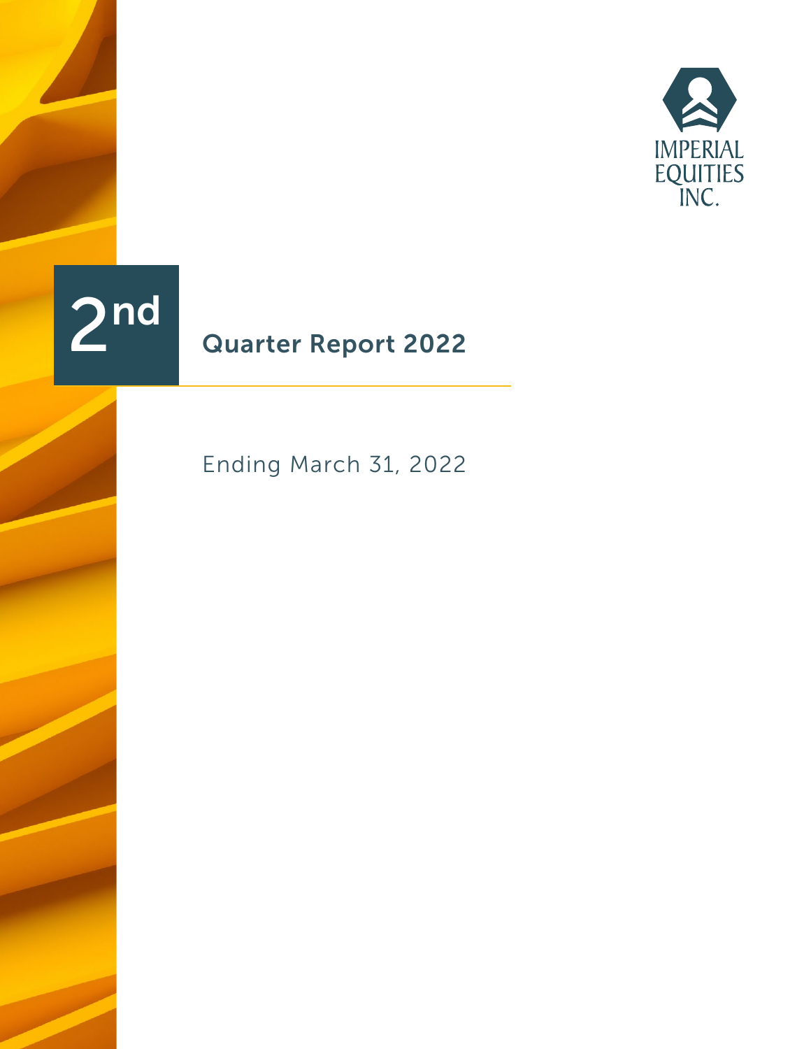IMPERIAL EQUITIES INC.

# 2nd Quarter Report 2022

Ending March 31, 2022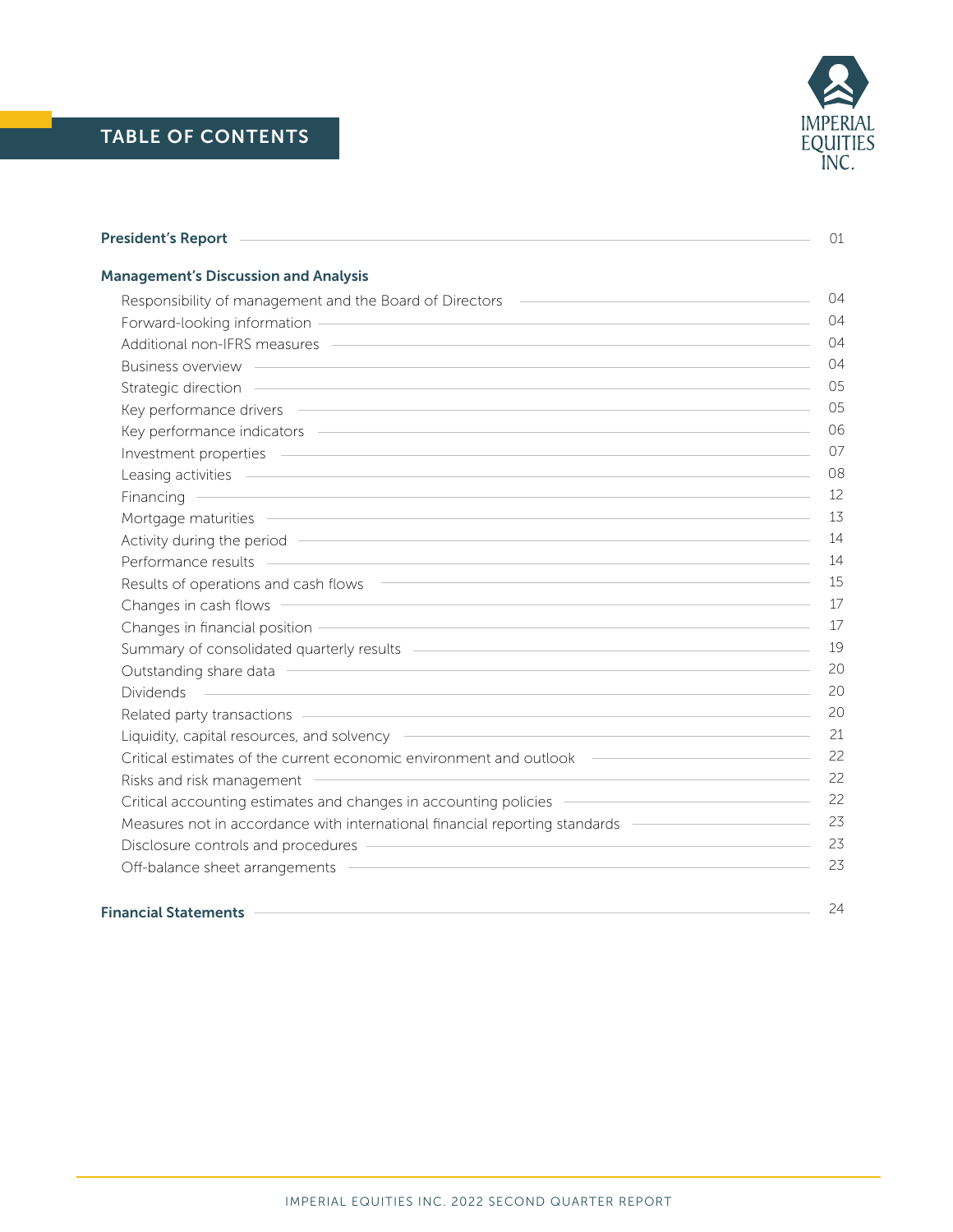# TABLE OF CONTENTS

| | |
|---|---|
| **President's Report** | 01 |
| **Management's Discussion and Analysis** | |
| Responsibility of management and the Board of Directors | 04 |
| Forward-looking information | 04 |
| Additional non-IFRS measures | 04 |
| Business overview | 04 |
| Strategic direction | 05 |
| Key performance drivers | 05 |
| Key performance indicators | 06 |
| Investment properties | 07 |
| Leasing activities | 08 |
| Financing | 12 |
| Mortgage maturities | 13 |
| Activity during the period | 14 |
| Performance results | 14 |
| Results of operations and cash flows | 15 |
| Changes in cash flows | 17 |
| Changes in financial position | 17 |
| Summary of consolidated quarterly results | 19 |
| Outstanding share data | 20 |
| Dividends | 20 |
| Related party transactions | 20 |
| Liquidity, capital resources, and solvency | 21 |
| Critical estimates of the current economic environment and outlook | 22 |
| Risks and risk management | 22 |
| Critical accounting estimates and changes in accounting policies | 22 |
| Measures not in accordance with international financial reporting standards | 23 |
| Disclosure controls and procedures | 23 |
| Off-balance sheet arrangements | 23 |
| **Financial Statements** | 24 |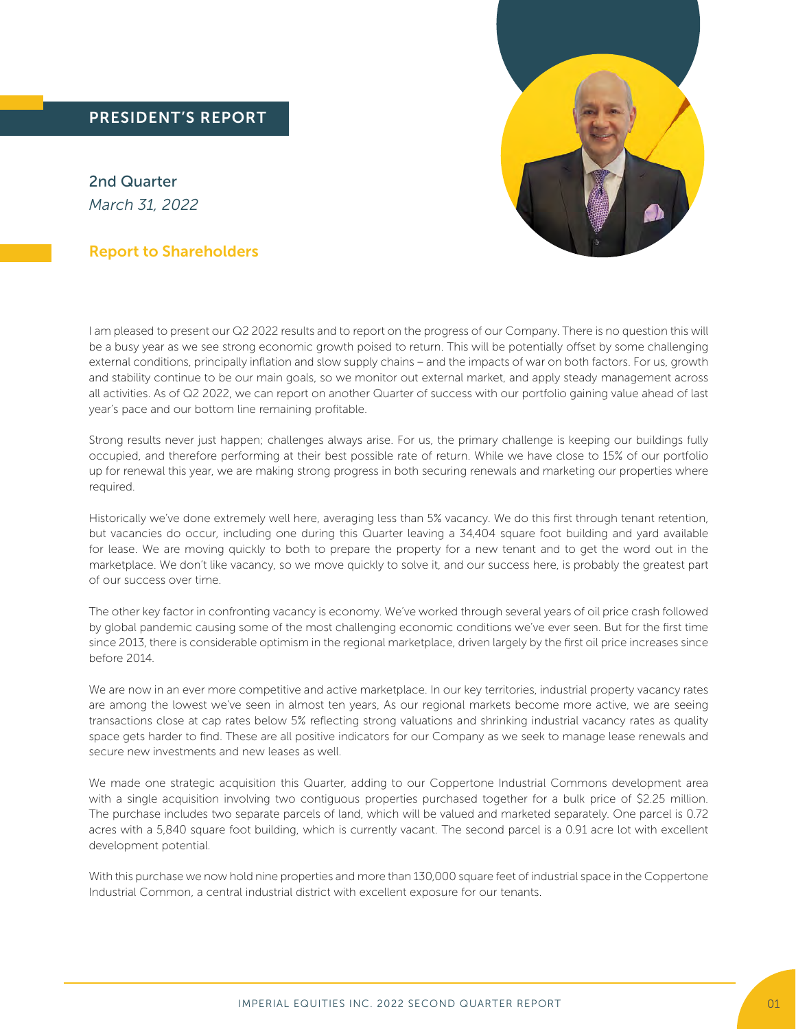## PRESIDENT'S REPORT

2nd Quarter
*March 31, 2022*

### Report to Shareholders

I am pleased to present our Q2 2022 results and to report on the progress of our Company. There is no question this will be a busy year as we see strong economic growth poised to return. This will be potentially offset by some challenging external conditions, principally inflation and slow supply chains – and the impacts of war on both factors. For us, growth and stability continue to be our main goals, so we monitor out external market, and apply steady management across all activities. As of Q2 2022, we can report on another Quarter of success with our portfolio gaining value ahead of last year's pace and our bottom line remaining profitable.

Strong results never just happen; challenges always arise. For us, the primary challenge is keeping our buildings fully occupied, and therefore performing at their best possible rate of return. While we have close to 15% of our portfolio up for renewal this year, we are making strong progress in both securing renewals and marketing our properties where required.

Historically we've done extremely well here, averaging less than 5% vacancy. We do this first through tenant retention, but vacancies do occur, including one during this Quarter leaving a 34,404 square foot building and yard available for lease. We are moving quickly to both to prepare the property for a new tenant and to get the word out in the marketplace. We don't like vacancy, so we move quickly to solve it, and our success here, is probably the greatest part of our success over time.

The other key factor in confronting vacancy is economy. We've worked through several years of oil price crash followed by global pandemic causing some of the most challenging economic conditions we've ever seen. But for the first time since 2013, there is considerable optimism in the regional marketplace, driven largely by the first oil price increases since before 2014.

We are now in an ever more competitive and active marketplace. In our key territories, industrial property vacancy rates are among the lowest we've seen in almost ten years, As our regional markets become more active, we are seeing transactions close at cap rates below 5% reflecting strong valuations and shrinking industrial vacancy rates as quality space gets harder to find. These are all positive indicators for our Company as we seek to manage lease renewals and secure new investments and new leases as well.

We made one strategic acquisition this Quarter, adding to our Coppertone Industrial Commons development area with a single acquisition involving two contiguous properties purchased together for a bulk price of $2.25 million. The purchase includes two separate parcels of land, which will be valued and marketed separately. One parcel is 0.72 acres with a 5,840 square foot building, which is currently vacant. The second parcel is a 0.91 acre lot with excellent development potential.

With this purchase we now hold nine properties and more than 130,000 square feet of industrial space in the Coppertone Industrial Common, a central industrial district with excellent exposure for our tenants.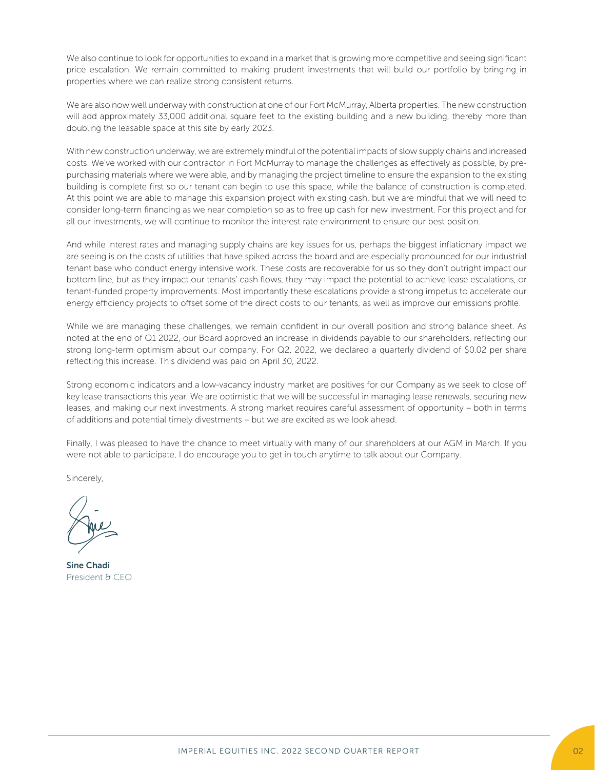We also continue to look for opportunities to expand in a market that is growing more competitive and seeing significant price escalation. We remain committed to making prudent investments that will build our portfolio by bringing in properties where we can realize strong consistent returns.

We are also now well underway with construction at one of our Fort McMurray, Alberta properties. The new construction will add approximately 33,000 additional square feet to the existing building and a new building, thereby more than doubling the leasable space at this site by early 2023.

With new construction underway, we are extremely mindful of the potential impacts of slow supply chains and increased costs. We've worked with our contractor in Fort McMurray to manage the challenges as effectively as possible, by pre-purchasing materials where we were able, and by managing the project timeline to ensure the expansion to the existing building is complete first so our tenant can begin to use this space, while the balance of construction is completed. At this point we are able to manage this expansion project with existing cash, but we are mindful that we will need to consider long-term financing as we near completion so as to free up cash for new investment. For this project and for all our investments, we will continue to monitor the interest rate environment to ensure our best position.

And while interest rates and managing supply chains are key issues for us, perhaps the biggest inflationary impact we are seeing is on the costs of utilities that have spiked across the board and are especially pronounced for our industrial tenant base who conduct energy intensive work. These costs are recoverable for us so they don't outright impact our bottom line, but as they impact our tenants' cash flows, they may impact the potential to achieve lease escalations, or tenant-funded property improvements. Most importantly these escalations provide a strong impetus to accelerate our energy efficiency projects to offset some of the direct costs to our tenants, as well as improve our emissions profile.

While we are managing these challenges, we remain confident in our overall position and strong balance sheet. As noted at the end of Q1 2022, our Board approved an increase in dividends payable to our shareholders, reflecting our strong long-term optimism about our company. For Q2, 2022, we declared a quarterly dividend of $0.02 per share reflecting this increase. This dividend was paid on April 30, 2022.

Strong economic indicators and a low-vacancy industry market are positives for our Company as we seek to close off key lease transactions this year. We are optimistic that we will be successful in managing lease renewals, securing new leases, and making our next investments. A strong market requires careful assessment of opportunity – both in terms of additions and potential timely divestments – but we are excited as we look ahead.

Finally, I was pleased to have the chance to meet virtually with many of our shareholders at our AGM in March. If you were not able to participate, I do encourage you to get in touch anytime to talk about our Company.

Sincerely,

**Sine Chadi**
President & CEO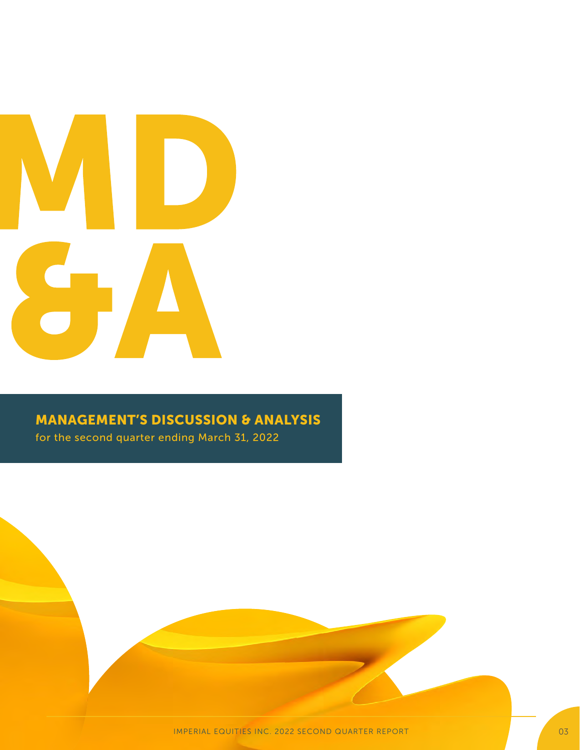# MD & A

## MANAGEMENT'S DISCUSSION & ANALYSIS

for the second quarter ending March 31, 2022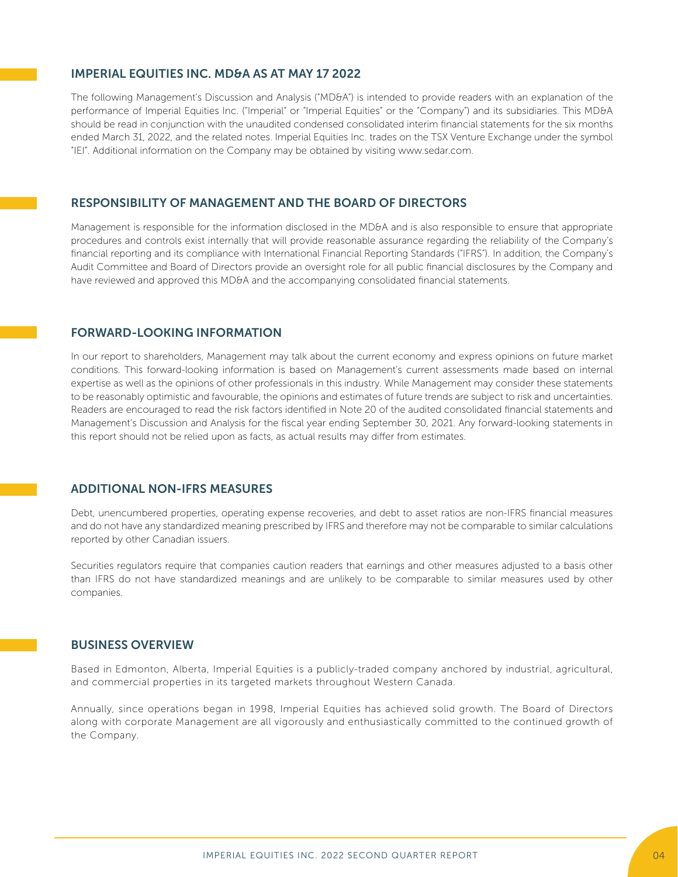## IMPERIAL EQUITIES INC. MD&A AS AT MAY 17 2022

The following Management's Discussion and Analysis ("MD&A") is intended to provide readers with an explanation of the performance of Imperial Equities Inc. ("Imperial" or "Imperial Equities" or the "Company") and its subsidiaries. This MD&A should be read in conjunction with the unaudited condensed consolidated interim financial statements for the six months ended March 31, 2022, and the related notes. Imperial Equities Inc. trades on the TSX Venture Exchange under the symbol "IEI". Additional information on the Company may be obtained by visiting www.sedar.com.

## RESPONSIBILITY OF MANAGEMENT AND THE BOARD OF DIRECTORS

Management is responsible for the information disclosed in the MD&A and is also responsible to ensure that appropriate procedures and controls exist internally that will provide reasonable assurance regarding the reliability of the Company's financial reporting and its compliance with International Financial Reporting Standards ("IFRS"). In addition, the Company's Audit Committee and Board of Directors provide an oversight role for all public financial disclosures by the Company and have reviewed and approved this MD&A and the accompanying consolidated financial statements.

## FORWARD-LOOKING INFORMATION

In our report to shareholders, Management may talk about the current economy and express opinions on future market conditions. This forward-looking information is based on Management's current assessments made based on internal expertise as well as the opinions of other professionals in this industry. While Management may consider these statements to be reasonably optimistic and favourable, the opinions and estimates of future trends are subject to risk and uncertainties. Readers are encouraged to read the risk factors identified in Note 20 of the audited consolidated financial statements and Management's Discussion and Analysis for the fiscal year ending September 30, 2021. Any forward-looking statements in this report should not be relied upon as facts, as actual results may differ from estimates.

## ADDITIONAL NON-IFRS MEASURES

Debt, unencumbered properties, operating expense recoveries, and debt to asset ratios are non-IFRS financial measures and do not have any standardized meaning prescribed by IFRS and therefore may not be comparable to similar calculations reported by other Canadian issuers.

Securities regulators require that companies caution readers that earnings and other measures adjusted to a basis other than IFRS do not have standardized meanings and are unlikely to be comparable to similar measures used by other companies.

## BUSINESS OVERVIEW

Based in Edmonton, Alberta, Imperial Equities is a publicly-traded company anchored by industrial, agricultural, and commercial properties in its targeted markets throughout Western Canada.

Annually, since operations began in 1998, Imperial Equities has achieved solid growth. The Board of Directors along with corporate Management are all vigorously and enthusiastically committed to the continued growth of the Company.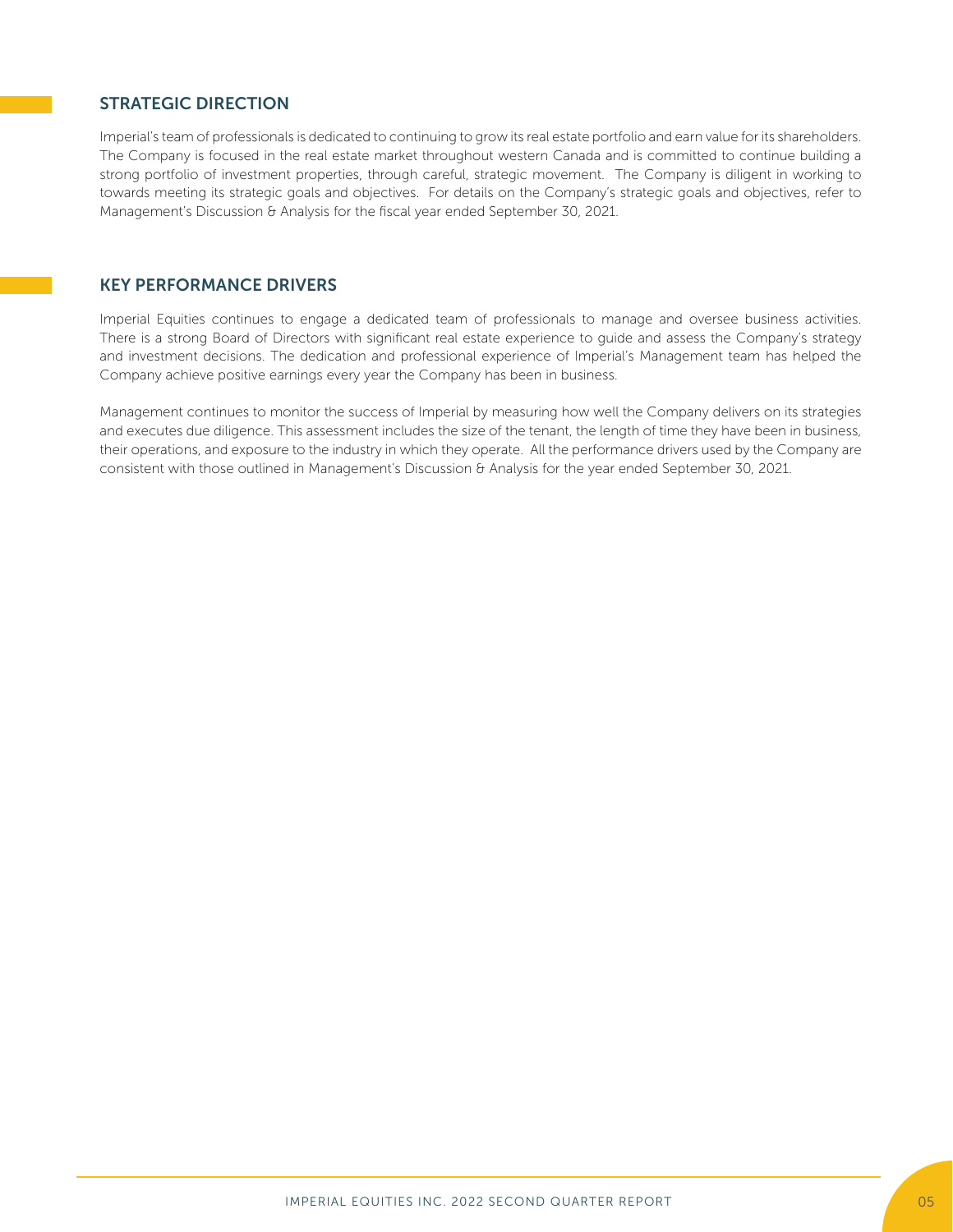## STRATEGIC DIRECTION

Imperial's team of professionals is dedicated to continuing to grow its real estate portfolio and earn value for its shareholders. The Company is focused in the real estate market throughout western Canada and is committed to continue building a strong portfolio of investment properties, through careful, strategic movement. The Company is diligent in working to towards meeting its strategic goals and objectives. For details on the Company's strategic goals and objectives, refer to Management's Discussion & Analysis for the fiscal year ended September 30, 2021.

## KEY PERFORMANCE DRIVERS

Imperial Equities continues to engage a dedicated team of professionals to manage and oversee business activities. There is a strong Board of Directors with significant real estate experience to guide and assess the Company's strategy and investment decisions. The dedication and professional experience of Imperial's Management team has helped the Company achieve positive earnings every year the Company has been in business.

Management continues to monitor the success of Imperial by measuring how well the Company delivers on its strategies and executes due diligence. This assessment includes the size of the tenant, the length of time they have been in business, their operations, and exposure to the industry in which they operate. All the performance drivers used by the Company are consistent with those outlined in Management's Discussion & Analysis for the year ended September 30, 2021.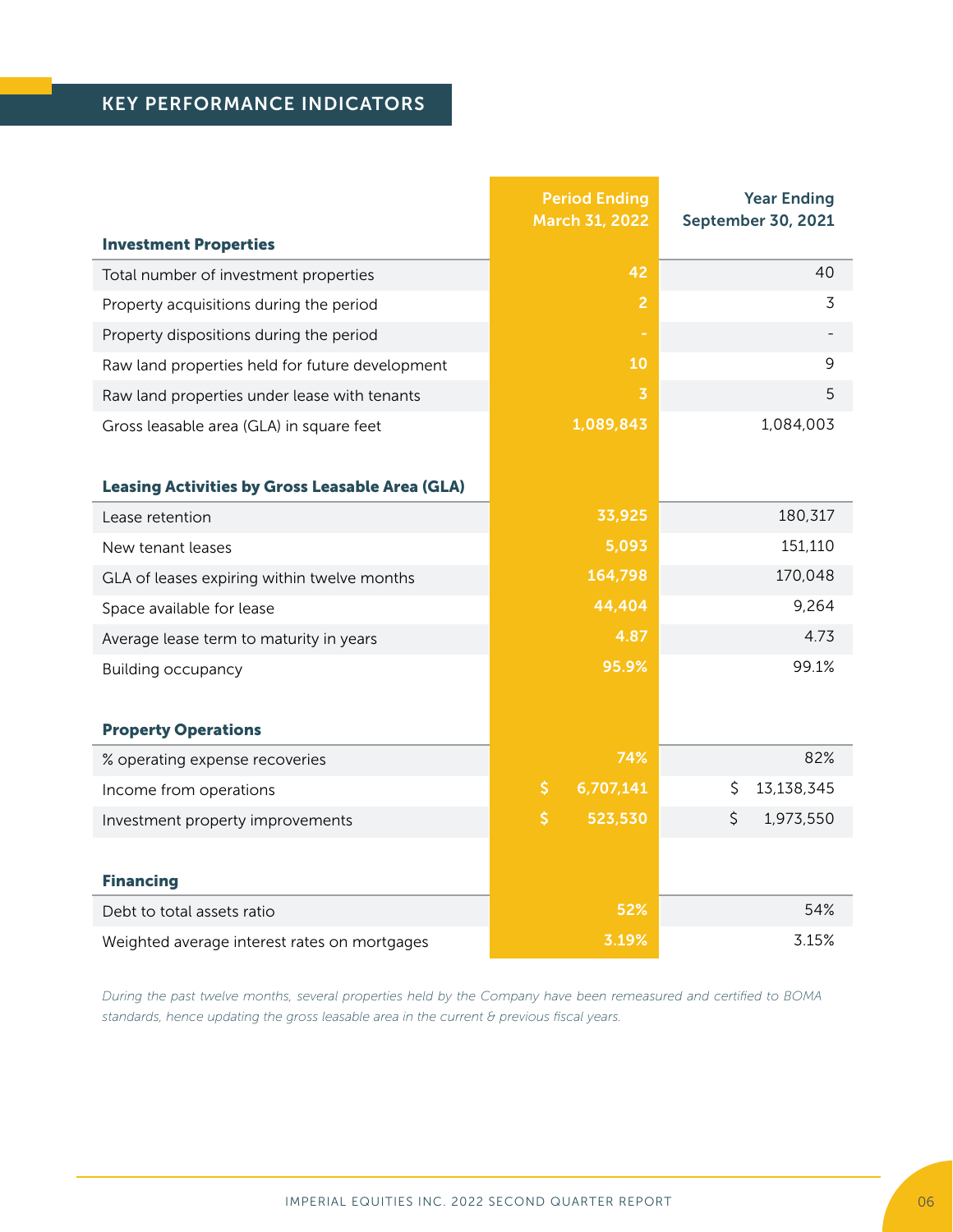## KEY PERFORMANCE INDICATORS

| | Period Ending March 31, 2022 | Year Ending September 30, 2021 |
|---|---|---|
| **Investment Properties** | | |
| Total number of investment properties | 42 | 40 |
| Property acquisitions during the period | 2 | 3 |
| Property dispositions during the period | - | - |
| Raw land properties held for future development | 10 | 9 |
| Raw land properties under lease with tenants | 3 | 5 |
| Gross leasable area (GLA) in square feet | 1,089,843 | 1,084,003 |
| **Leasing Activities by Gross Leasable Area (GLA)** | | |
| Lease retention | 33,925 | 180,317 |
| New tenant leases | 5,093 | 151,110 |
| GLA of leases expiring within twelve months | 164,798 | 170,048 |
| Space available for lease | 44,404 | 9,264 |
| Average lease term to maturity in years | 4.87 | 4.73 |
| Building occupancy | 95.9% | 99.1% |
| **Property Operations** | | |
| % operating expense recoveries | 74% | 82% |
| Income from operations | $ 6,707,141 | $ 13,138,345 |
| Investment property improvements | $ 523,530 | $ 1,973,550 |
| **Financing** | | |
| Debt to total assets ratio | 52% | 54% |
| Weighted average interest rates on mortgages | 3.19% | 3.15% |

*During the past twelve months, several properties held by the Company have been remeasured and certified to BOMA standards, hence updating the gross leasable area in the current & previous fiscal years.*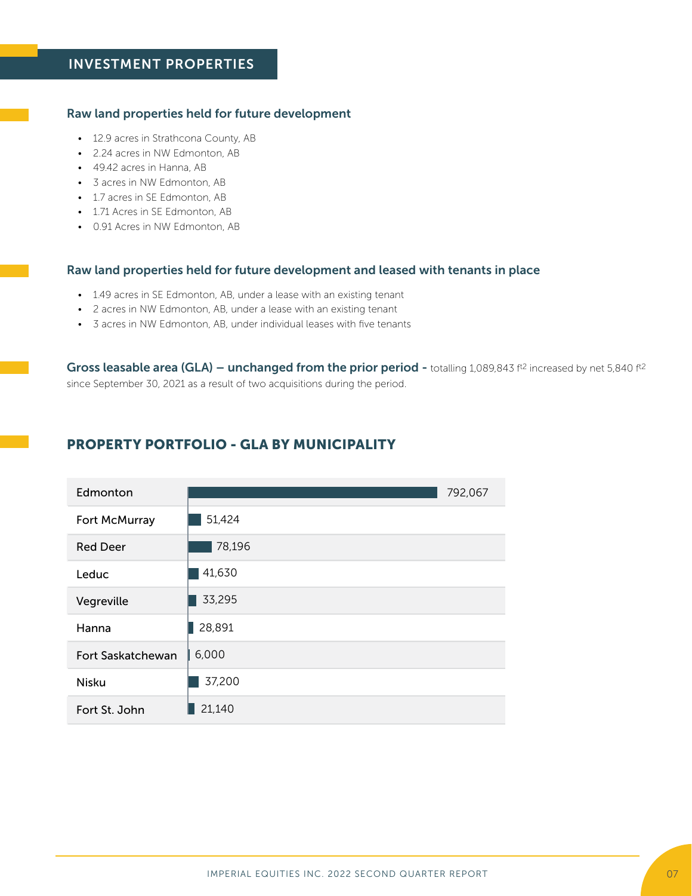## INVESTMENT PROPERTIES

### Raw land properties held for future development

- 12.9 acres in Strathcona County, AB
- 2.24 acres in NW Edmonton, AB
- 49.42 acres in Hanna, AB
- 3 acres in NW Edmonton, AB
- 1.7 acres in SE Edmonton, AB
- 1.71 Acres in SE Edmonton, AB
- 0.91 Acres in NW Edmonton, AB

### Raw land properties held for future development and leased with tenants in place

- 1.49 acres in SE Edmonton, AB, under a lease with an existing tenant
- 2 acres in NW Edmonton, AB, under a lease with an existing tenant
- 3 acres in NW Edmonton, AB, under individual leases with five tenants

**Gross leasable area (GLA) – unchanged from the prior period -** totalling 1,089,843 $ft^2$ increased by net 5,840 $ft^2$ since September 30, 2021 as a result of two acquisitions during the period.

## PROPERTY PORTFOLIO - GLA BY MUNICIPALITY

| Municipality | GLA |
|---|---|
| Edmonton | 792,067 |
| Fort McMurray | 51,424 |
| Red Deer | 78,196 |
| Leduc | 41,630 |
| Vegreville | 33,295 |
| Hanna | 28,891 |
| Fort Saskatchewan | 6,000 |
| Nisku | 37,200 |
| Fort St. John | 21,140 |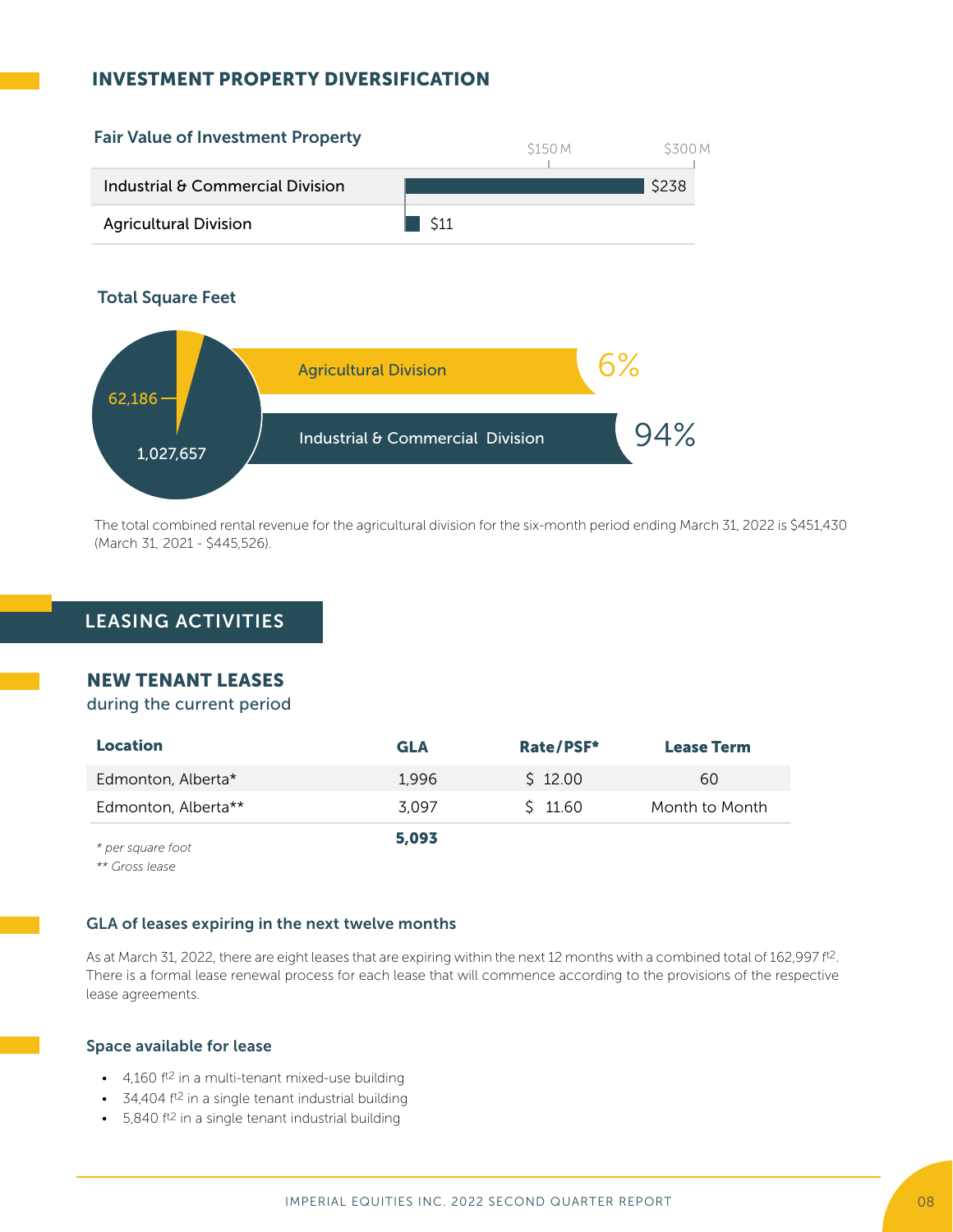## INVESTMENT PROPERTY DIVERSIFICATION

### Fair Value of Investment Property

| Division | Fair Value |
|---|---|
| Industrial & Commercial Division | $238 |
| Agricultural Division | $11 |

### Total Square Feet

| Division | Square Feet | % |
|---|---|---|
| Agricultural Division | 62,186 | 6% |
| Industrial & Commercial Division | 1,027,657 | 94% |

The total combined rental revenue for the agricultural division for the six-month period ending March 31, 2022 is $451,430 (March 31, 2021 - $445,526).

## LEASING ACTIVITIES

### NEW TENANT LEASES
during the current period

| Location | GLA | Rate/PSF* | Lease Term |
|---|---|---|---|
| Edmonton, Alberta* | 1,996 | $ 12.00 | 60 |
| Edmonton, Alberta** | 3,097 | $ 11.60 | Month to Month |
| | **5,093** | | |

*\* per square foot*
*\*\* Gross lease*

### GLA of leases expiring in the next twelve months

As at March 31, 2022, there are eight leases that are expiring within the next 12 months with a combined total of 162,997 $ft^2$. There is a formal lease renewal process for each lease that will commence according to the provisions of the respective lease agreements.

### Space available for lease

- 4,160 $ft^2$ in a multi-tenant mixed-use building
- 34,404 $ft^2$ in a single tenant industrial building
- 5,840 $ft^2$ in a single tenant industrial building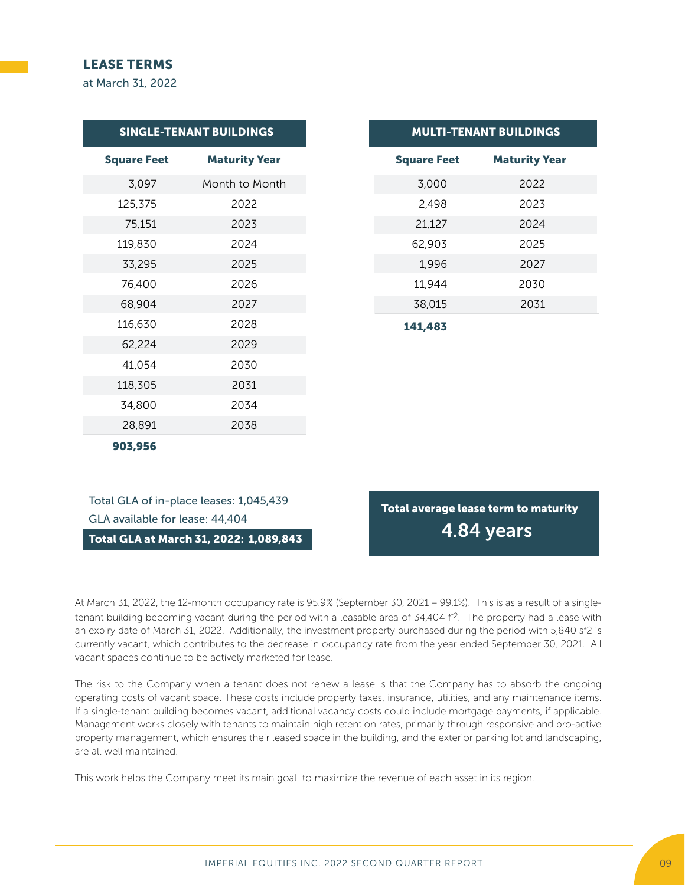## LEASE TERMS

at March 31, 2022

**SINGLE-TENANT BUILDINGS**

| Square Feet | Maturity Year |
|---|---|
| 3,097 | Month to Month |
| 125,375 | 2022 |
| 75,151 | 2023 |
| 119,830 | 2024 |
| 33,295 | 2025 |
| 76,400 | 2026 |
| 68,904 | 2027 |
| 116,630 | 2028 |
| 62,224 | 2029 |
| 41,054 | 2030 |
| 118,305 | 2031 |
| 34,800 | 2034 |
| 28,891 | 2038 |
| **903,956** | |

**MULTI-TENANT BUILDINGS**

| Square Feet | Maturity Year |
|---|---|
| 3,000 | 2022 |
| 2,498 | 2023 |
| 21,127 | 2024 |
| 62,903 | 2025 |
| 1,996 | 2027 |
| 11,944 | 2030 |
| 38,015 | 2031 |
| **141,483** | |

Total GLA of in-place leases: 1,045,439

GLA available for lease: 44,404

**Total GLA at March 31, 2022: 1,089,843**

**Total average lease term to maturity**

**4.84 years**

At March 31, 2022, the 12-month occupancy rate is 95.9% (September 30, 2021 – 99.1%). This is as a result of a single-tenant building becoming vacant during the period with a leasable area of 34,404 $ft^2$. The property had a lease with an expiry date of March 31, 2022. Additionally, the investment property purchased during the period with 5,840 sf2 is currently vacant, which contributes to the decrease in occupancy rate from the year ended September 30, 2021. All vacant spaces continue to be actively marketed for lease.

The risk to the Company when a tenant does not renew a lease is that the Company has to absorb the ongoing operating costs of vacant space. These costs include property taxes, insurance, utilities, and any maintenance items. If a single-tenant building becomes vacant, additional vacancy costs could include mortgage payments, if applicable. Management works closely with tenants to maintain high retention rates, primarily through responsive and pro-active property management, which ensures their leased space in the building, and the exterior parking lot and landscaping, are all well maintained.

This work helps the Company meet its main goal: to maximize the revenue of each asset in its region.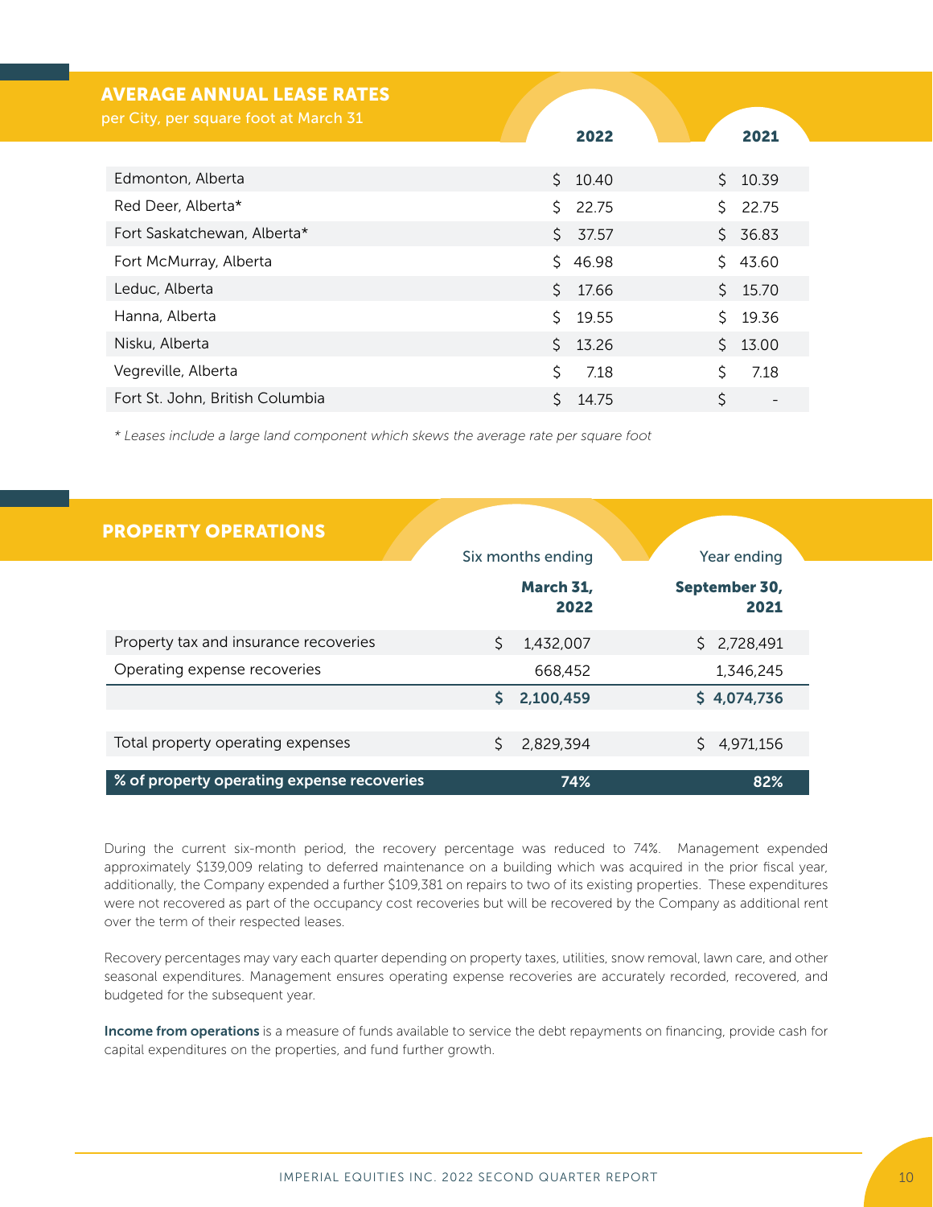## AVERAGE ANNUAL LEASE RATES

per City, per square foot at March 31

| | 2022 | 2021 |
|---|---|---|
| Edmonton, Alberta | $ 10.40 | $ 10.39 |
| Red Deer, Alberta* | $ 22.75 | $ 22.75 |
| Fort Saskatchewan, Alberta* | $ 37.57 | $ 36.83 |
| Fort McMurray, Alberta | $ 46.98 | $ 43.60 |
| Leduc, Alberta | $ 17.66 | $ 15.70 |
| Hanna, Alberta | $ 19.55 | $ 19.36 |
| Nisku, Alberta | $ 13.26 | $ 13.00 |
| Vegreville, Alberta | $ 7.18 | $ 7.18 |
| Fort St. John, British Columbia | $ 14.75 | $ - |

*\* Leases include a large land component which skews the average rate per square foot*

## PROPERTY OPERATIONS

| | Six months ending March 31, 2022 | Year ending September 30, 2021 |
|---|---|---|
| Property tax and insurance recoveries | $ 1,432,007 | $ 2,728,491 |
| Operating expense recoveries | 668,452 | 1,346,245 |
| | **$ 2,100,459** | **$ 4,074,736** |
| Total property operating expenses | $ 2,829,394 | $ 4,971,156 |
| **% of property operating expense recoveries** | **74%** | **82%** |

During the current six-month period, the recovery percentage was reduced to 74%. Management expended approximately $139,009 relating to deferred maintenance on a building which was acquired in the prior fiscal year, additionally, the Company expended a further $109,381 on repairs to two of its existing properties. These expenditures were not recovered as part of the occupancy cost recoveries but will be recovered by the Company as additional rent over the term of their respected leases.

Recovery percentages may vary each quarter depending on property taxes, utilities, snow removal, lawn care, and other seasonal expenditures. Management ensures operating expense recoveries are accurately recorded, recovered, and budgeted for the subsequent year.

**Income from operations** is a measure of funds available to service the debt repayments on financing, provide cash for capital expenditures on the properties, and fund further growth.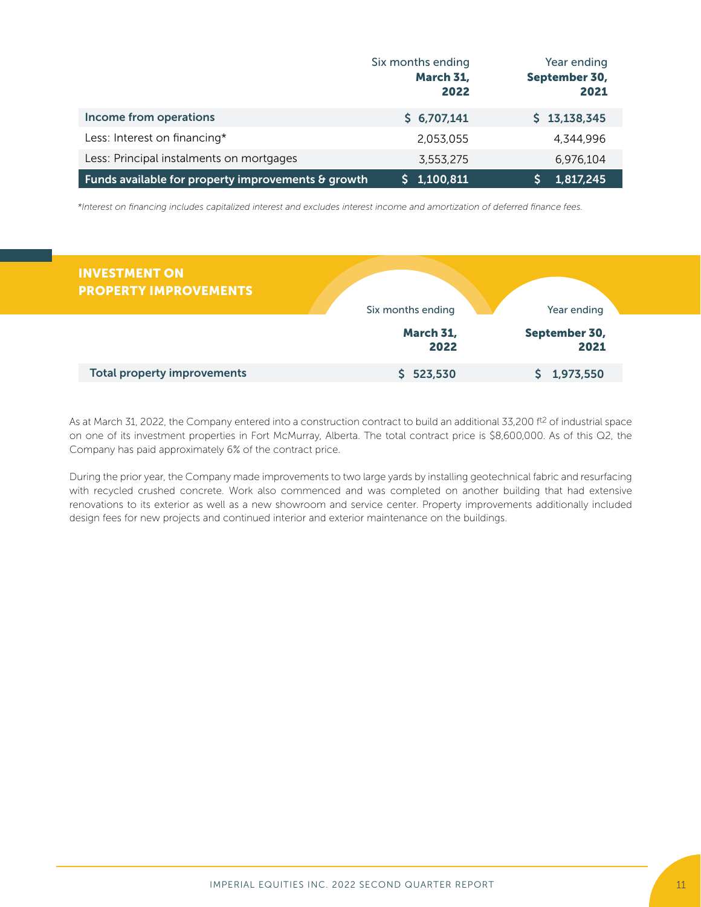| | Six months ending **March 31, 2022** | Year ending **September 30, 2021** |
|---|---|---|
| **Income from operations** | **$ 6,707,141** | **$ 13,138,345** |
| Less: Interest on financing* | 2,053,055 | 4,344,996 |
| Less: Principal instalments on mortgages | 3,553,275 | 6,976,104 |
| **Funds available for property improvements & growth** | **$ 1,100,811** | **$ 1,817,245** |

*\*Interest on financing includes capitalized interest and excludes interest income and amortization of deferred finance fees.*

## INVESTMENT ON PROPERTY IMPROVEMENTS

| | Six months ending **March 31, 2022** | Year ending **September 30, 2021** |
|---|---|---|
| **Total property improvements** | **$ 523,530** | **$ 1,973,550** |

As at March 31, 2022, the Company entered into a construction contract to build an additional 33,200 $ft^2$ of industrial space on one of its investment properties in Fort McMurray, Alberta. The total contract price is $8,600,000. As of this Q2, the Company has paid approximately 6% of the contract price.

During the prior year, the Company made improvements to two large yards by installing geotechnical fabric and resurfacing with recycled crushed concrete. Work also commenced and was completed on another building that had extensive renovations to its exterior as well as a new showroom and service center. Property improvements additionally included design fees for new projects and continued interior and exterior maintenance on the buildings.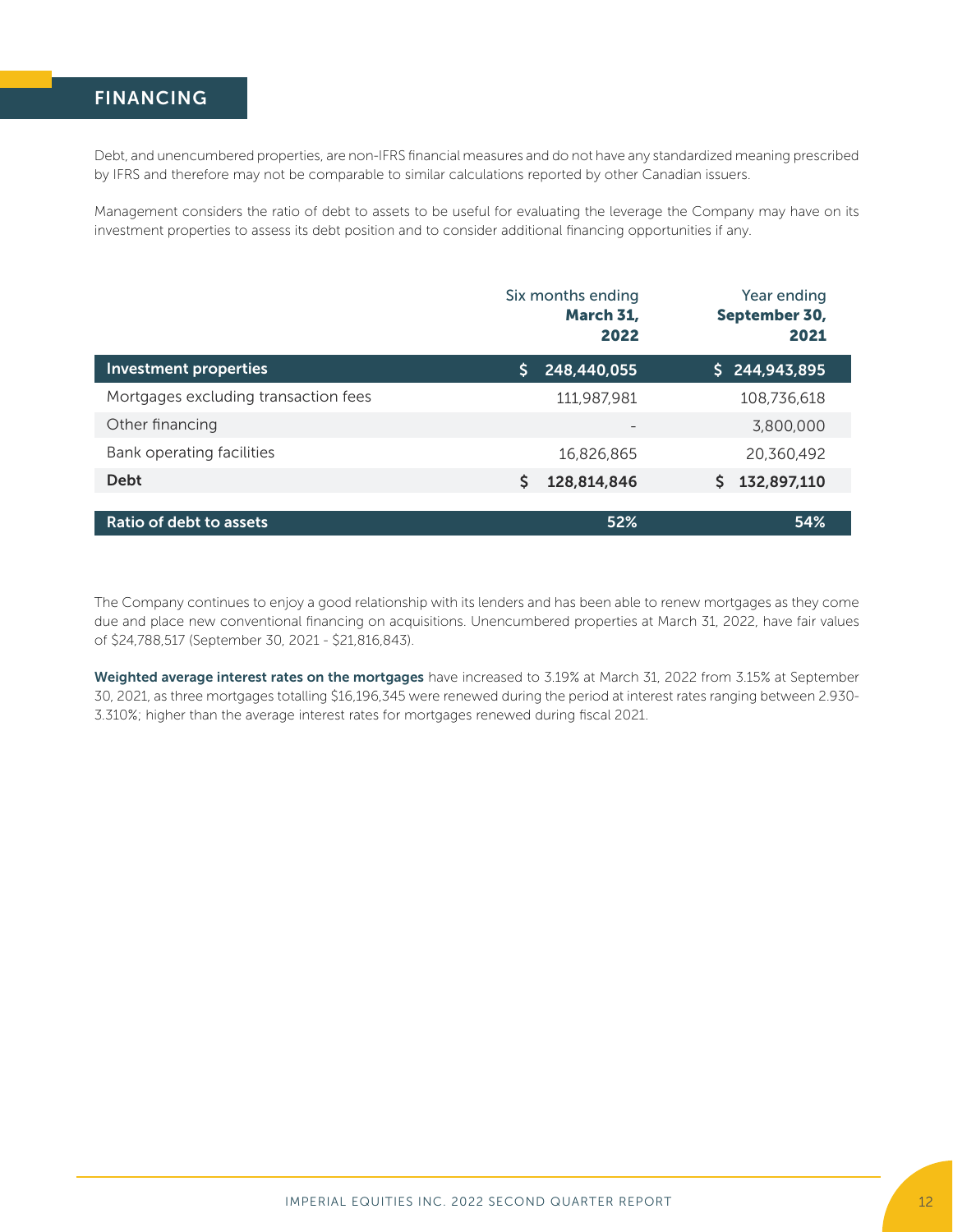## FINANCING

Debt, and unencumbered properties, are non-IFRS financial measures and do not have any standardized meaning prescribed by IFRS and therefore may not be comparable to similar calculations reported by other Canadian issuers.

Management considers the ratio of debt to assets to be useful for evaluating the leverage the Company may have on its investment properties to assess its debt position and to consider additional financing opportunities if any.

| | Six months ending **March 31, 2022** | Year ending **September 30, 2021** |
|---|---|---|
| **Investment properties** | **$ 248,440,055** | **$ 244,943,895** |
| Mortgages excluding transaction fees | 111,987,981 | 108,736,618 |
| Other financing | - | 3,800,000 |
| Bank operating facilities | 16,826,865 | 20,360,492 |
| **Debt** | **$ 128,814,846** | **$ 132,897,110** |
| **Ratio of debt to assets** | **52%** | **54%** |

The Company continues to enjoy a good relationship with its lenders and has been able to renew mortgages as they come due and place new conventional financing on acquisitions. Unencumbered properties at March 31, 2022, have fair values of $24,788,517 (September 30, 2021 - $21,816,843).

**Weighted average interest rates on the mortgages** have increased to 3.19% at March 31, 2022 from 3.15% at September 30, 2021, as three mortgages totalling $16,196,345 were renewed during the period at interest rates ranging between 2.930-3.310%; higher than the average interest rates for mortgages renewed during fiscal 2021.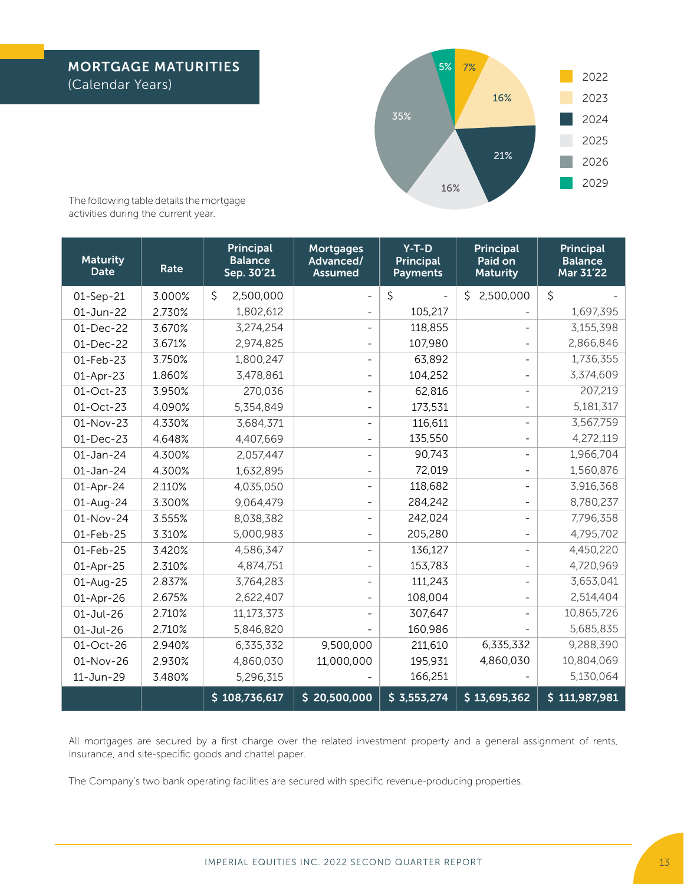## MORTGAGE MATURITIES
(Calendar Years)

| Year | % |
|---|---|
| 2022 | 7% |
| 2023 | 16% |
| 2024 | 21% |
| 2025 | 16% |
| 2026 | 35% |
| 2029 | 5% |

The following table details the mortgage activities during the current year.

| Maturity Date | Rate | Principal Balance Sep. 30'21 | Mortgages Advanced/ Assumed | Y-T-D Principal Payments | Principal Paid on Maturity | Principal Balance Mar 31'22 |
|---|---|---|---|---|---|---|
| 01-Sep-21 | 3.000% | $ 2,500,000 | - | $ - | $ 2,500,000 | $ - |
| 01-Jun-22 | 2.730% | 1,802,612 | - | 105,217 | - | 1,697,395 |
| 01-Dec-22 | 3.670% | 3,274,254 | - | 118,855 | - | 3,155,398 |
| 01-Dec-22 | 3.671% | 2,974,825 | - | 107,980 | - | 2,866,846 |
| 01-Feb-23 | 3.750% | 1,800,247 | - | 63,892 | - | 1,736,355 |
| 01-Apr-23 | 1.860% | 3,478,861 | - | 104,252 | - | 3,374,609 |
| 01-Oct-23 | 3.950% | 270,036 | - | 62,816 | - | 207,219 |
| 01-Oct-23 | 4.090% | 5,354,849 | - | 173,531 | - | 5,181,317 |
| 01-Nov-23 | 4.330% | 3,684,371 | - | 116,611 | - | 3,567,759 |
| 01-Dec-23 | 4.648% | 4,407,669 | - | 135,550 | - | 4,272,119 |
| 01-Jan-24 | 4.300% | 2,057,447 | - | 90,743 | - | 1,966,704 |
| 01-Jan-24 | 4.300% | 1,632,895 | - | 72,019 | - | 1,560,876 |
| 01-Apr-24 | 2.110% | 4,035,050 | - | 118,682 | - | 3,916,368 |
| 01-Aug-24 | 3.300% | 9,064,479 | - | 284,242 | - | 8,780,237 |
| 01-Nov-24 | 3.555% | 8,038,382 | - | 242,024 | - | 7,796,358 |
| 01-Feb-25 | 3.310% | 5,000,983 | - | 205,280 | - | 4,795,702 |
| 01-Feb-25 | 3.420% | 4,586,347 | - | 136,127 | - | 4,450,220 |
| 01-Apr-25 | 2.310% | 4,874,751 | - | 153,783 | - | 4,720,969 |
| 01-Aug-25 | 2.837% | 3,764,283 | - | 111,243 | - | 3,653,041 |
| 01-Apr-26 | 2.675% | 2,622,407 | - | 108,004 | - | 2,514,404 |
| 01-Jul-26 | 2.710% | 11,173,373 | - | 307,647 | - | 10,865,726 |
| 01-Jul-26 | 2.710% | 5,846,820 | - | 160,986 | - | 5,685,835 |
| 01-Oct-26 | 2.940% | 6,335,332 | 9,500,000 | 211,610 | 6,335,332 | 9,288,390 |
| 01-Nov-26 | 2.930% | 4,860,030 | 11,000,000 | 195,931 | 4,860,030 | 10,804,069 |
| 11-Jun-29 | 3.480% | 5,296,315 | - | 166,251 | - | 5,130,064 |
| | | $ 108,736,617 | $ 20,500,000 | $ 3,553,274 | $ 13,695,362 | $ 111,987,981 |

All mortgages are secured by a first charge over the related investment property and a general assignment of rents, insurance, and site-specific goods and chattel paper.

The Company's two bank operating facilities are secured with specific revenue-producing properties.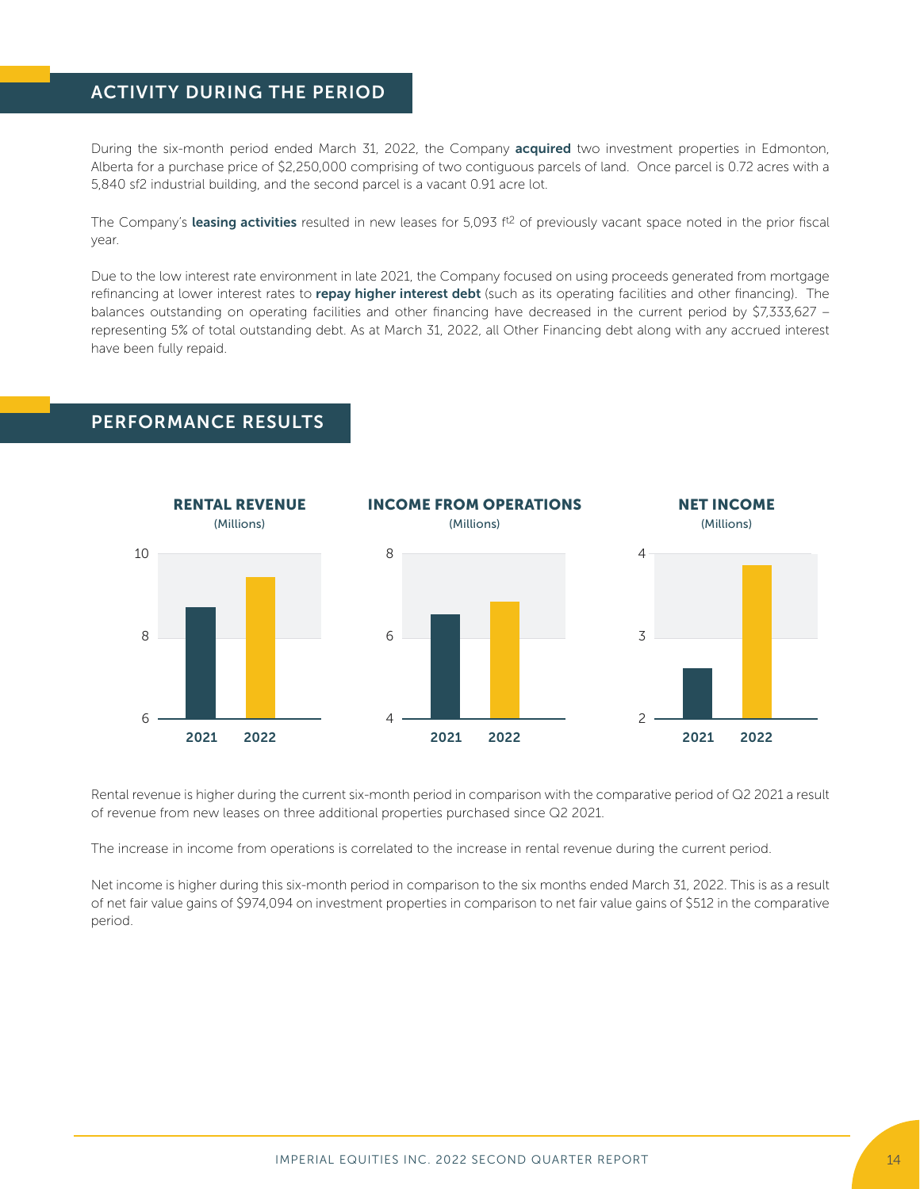## ACTIVITY DURING THE PERIOD

During the six-month period ended March 31, 2022, the Company **acquired** two investment properties in Edmonton, Alberta for a purchase price of $2,250,000 comprising of two contiguous parcels of land. Once parcel is 0.72 acres with a 5,840 sf2 industrial building, and the second parcel is a vacant 0.91 acre lot.

The Company's **leasing activities** resulted in new leases for 5,093 $f^{t2}$ of previously vacant space noted in the prior fiscal year.

Due to the low interest rate environment in late 2021, the Company focused on using proceeds generated from mortgage refinancing at lower interest rates to **repay higher interest debt** (such as its operating facilities and other financing). The balances outstanding on operating facilities and other financing have decreased in the current period by $7,333,627 – representing 5% of total outstanding debt. As at March 31, 2022, all Other Financing debt along with any accrued interest have been fully repaid.

## PERFORMANCE RESULTS

**RENTAL REVENUE** (Millions)

**INCOME FROM OPERATIONS** (Millions)

**NET INCOME** (Millions)

Rental revenue is higher during the current six-month period in comparison with the comparative period of Q2 2021 a result of revenue from new leases on three additional properties purchased since Q2 2021.

The increase in income from operations is correlated to the increase in rental revenue during the current period.

Net income is higher during this six-month period in comparison to the six months ended March 31, 2022. This is as a result of net fair value gains of $974,094 on investment properties in comparison to net fair value gains of $512 in the comparative period.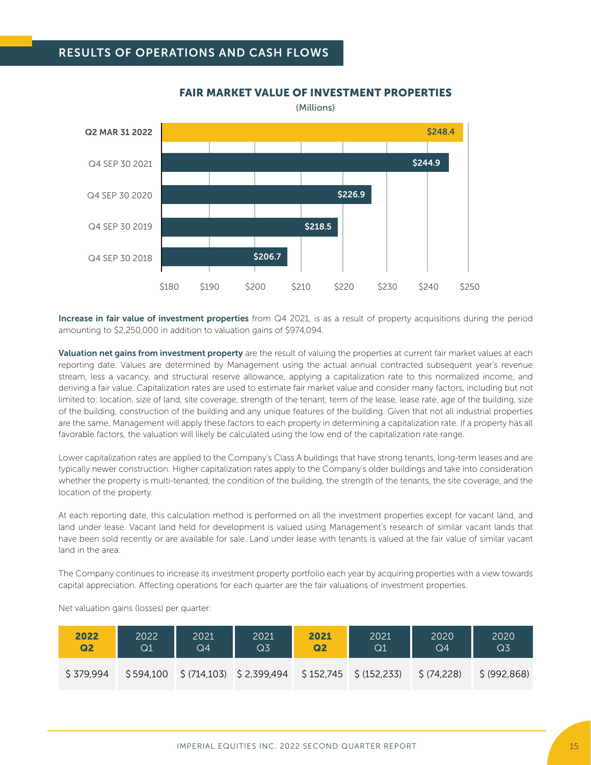## RESULTS OF OPERATIONS AND CASH FLOWS

### FAIR MARKET VALUE OF INVESTMENT PROPERTIES

(Millions)

| Period | Value |
|---|---|
| Q2 MAR 31 2022 | $248.4 |
| Q4 SEP 30 2021 | $244.9 |
| Q4 SEP 30 2020 | $226.9 |
| Q4 SEP 30 2019 | $218.5 |
| Q4 SEP 30 2018 | $206.7 |

**Increase in fair value of investment properties** from Q4 2021, is as a result of property acquisitions during the period amounting to $2,250,000 in addition to valuation gains of $974,094.

**Valuation net gains from investment property** are the result of valuing the properties at current fair market values at each reporting date. Values are determined by Management using the actual annual contracted subsequent year's revenue stream, less a vacancy, and structural reserve allowance, applying a capitalization rate to this normalized income, and deriving a fair value. Capitalization rates are used to estimate fair market value and consider many factors, including but not limited to: location, size of land, site coverage, strength of the tenant, term of the lease, lease rate, age of the building, size of the building, construction of the building and any unique features of the building. Given that not all industrial properties are the same, Management will apply these factors to each property in determining a capitalization rate. If a property has all favorable factors, the valuation will likely be calculated using the low end of the capitalization rate range.

Lower capitalization rates are applied to the Company's Class A buildings that have strong tenants, long-term leases and are typically newer construction. Higher capitalization rates apply to the Company's older buildings and take into consideration whether the property is multi-tenanted, the condition of the building, the strength of the tenants, the site coverage, and the location of the property.

At each reporting date, this calculation method is performed on all the investment properties except for vacant land, and land under lease. Vacant land held for development is valued using Management's research of similar vacant lands that have been sold recently or are available for sale. Land under lease with tenants is valued at the fair value of similar vacant land in the area.

The Company continues to increase its investment property portfolio each year by acquiring properties with a view towards capital appreciation. Affecting operations for each quarter are the fair valuations of investment properties.

Net valuation gains (losses) per quarter:

| **2022 Q2** | 2022 Q1 | 2021 Q4 | 2021 Q3 | **2021 Q2** | 2021 Q1 | 2020 Q4 | 2020 Q3 |
|---|---|---|---|---|---|---|---|
| $ 379,994 | $ 594,100 | $ (714,103) | $ 2,399,494 | $ 152,745 | $ (152,233) | $ (74,228) | $ (992,868) |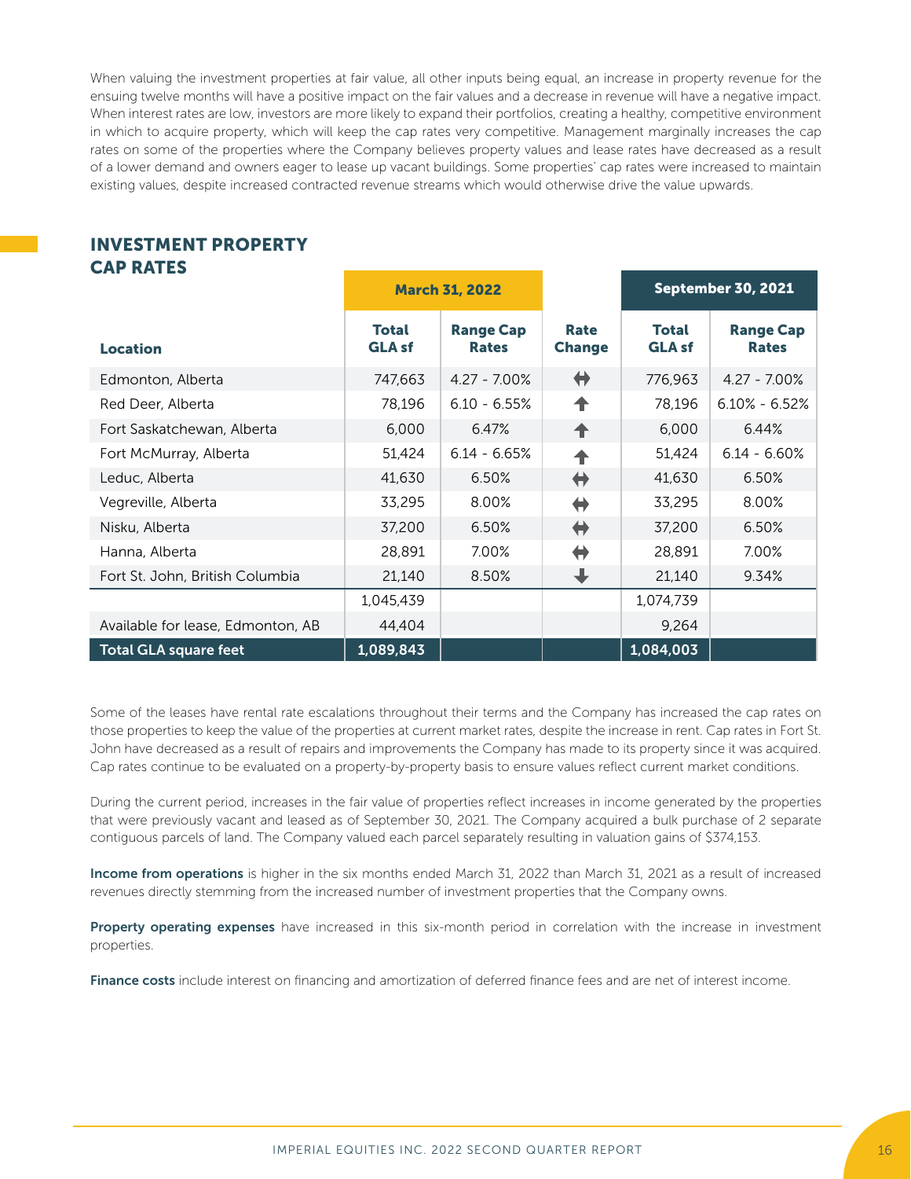When valuing the investment properties at fair value, all other inputs being equal, an increase in property revenue for the ensuing twelve months will have a positive impact on the fair values and a decrease in revenue will have a negative impact. When interest rates are low, investors are more likely to expand their portfolios, creating a healthy, competitive environment in which to acquire property, which will keep the cap rates very competitive. Management marginally increases the cap rates on some of the properties where the Company believes property values and lease rates have decreased as a result of a lower demand and owners eager to lease up vacant buildings. Some properties' cap rates were increased to maintain existing values, despite increased contracted revenue streams which would otherwise drive the value upwards.

## INVESTMENT PROPERTY CAP RATES

| | March 31, 2022 | | | September 30, 2021 | |
|---|---|---|---|---|---|
| **Location** | **Total GLA sf** | **Range Cap Rates** | **Rate Change** | **Total GLA sf** | **Range Cap Rates** |
| Edmonton, Alberta | 747,663 | 4.27 - 7.00% | ⇔ | 776,963 | 4.27 - 7.00% |
| Red Deer, Alberta | 78,196 | 6.10 - 6.55% | ↑ | 78,196 | 6.10% - 6.52% |
| Fort Saskatchewan, Alberta | 6,000 | 6.47% | ↑ | 6,000 | 6.44% |
| Fort McMurray, Alberta | 51,424 | 6.14 - 6.65% | ↑ | 51,424 | 6.14 - 6.60% |
| Leduc, Alberta | 41,630 | 6.50% | ⇔ | 41,630 | 6.50% |
| Vegreville, Alberta | 33,295 | 8.00% | ⇔ | 33,295 | 8.00% |
| Nisku, Alberta | 37,200 | 6.50% | ⇔ | 37,200 | 6.50% |
| Hanna, Alberta | 28,891 | 7.00% | ⇔ | 28,891 | 7.00% |
| Fort St. John, British Columbia | 21,140 | 8.50% | ↓ | 21,140 | 9.34% |
| | 1,045,439 | | | 1,074,739 | |
| Available for lease, Edmonton, AB | 44,404 | | | 9,264 | |
| **Total GLA square feet** | **1,089,843** | | | **1,084,003** | |

Some of the leases have rental rate escalations throughout their terms and the Company has increased the cap rates on those properties to keep the value of the properties at current market rates, despite the increase in rent. Cap rates in Fort St. John have decreased as a result of repairs and improvements the Company has made to its property since it was acquired. Cap rates continue to be evaluated on a property-by-property basis to ensure values reflect current market conditions.

During the current period, increases in the fair value of properties reflect increases in income generated by the properties that were previously vacant and leased as of September 30, 2021. The Company acquired a bulk purchase of 2 separate contiguous parcels of land. The Company valued each parcel separately resulting in valuation gains of $374,153.

**Income from operations** is higher in the six months ended March 31, 2022 than March 31, 2021 as a result of increased revenues directly stemming from the increased number of investment properties that the Company owns.

**Property operating expenses** have increased in this six-month period in correlation with the increase in investment properties.

**Finance costs** include interest on financing and amortization of deferred finance fees and are net of interest income.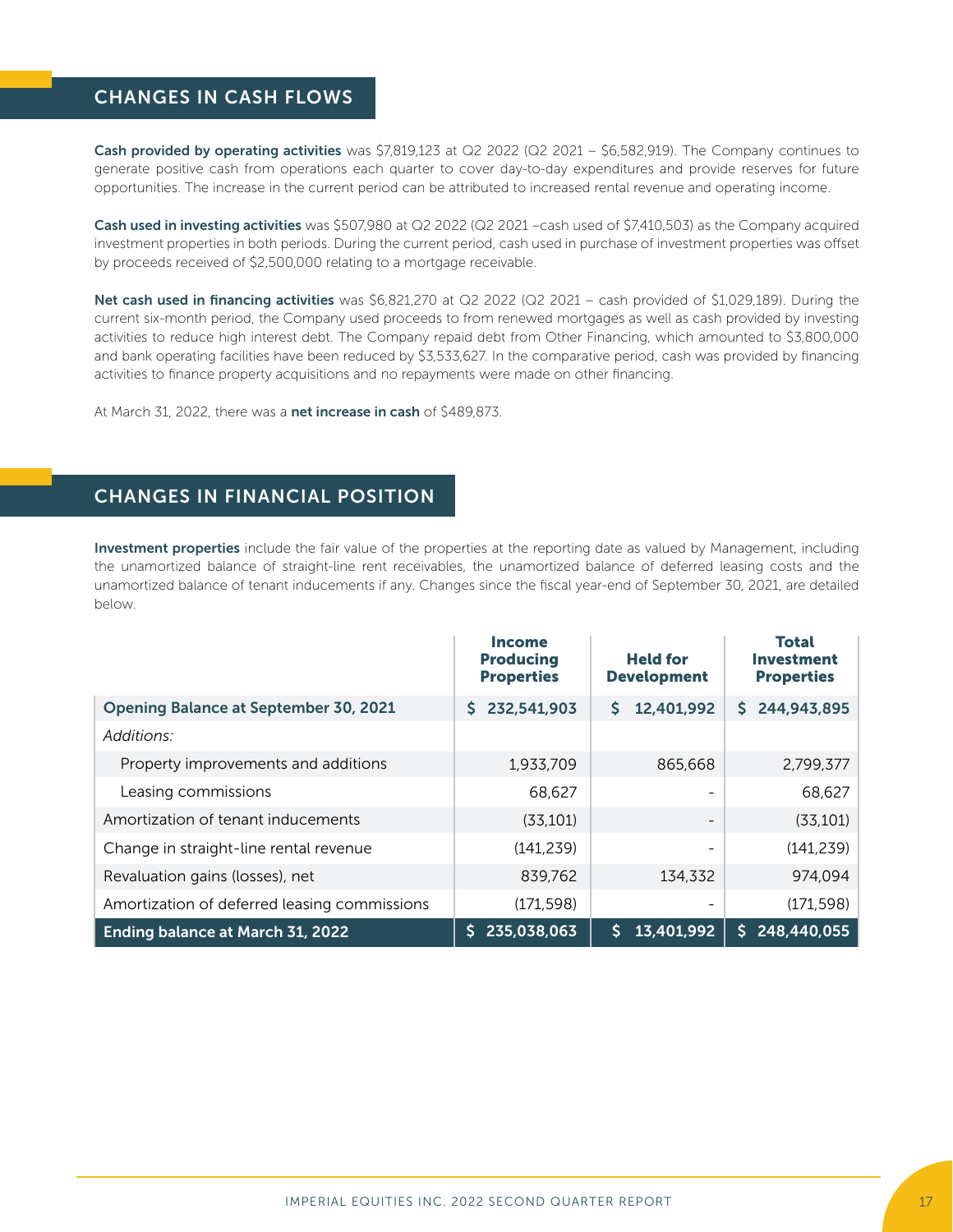## CHANGES IN CASH FLOWS

**Cash provided by operating activities** was $7,819,123 at Q2 2022 (Q2 2021 – $6,582,919). The Company continues to generate positive cash from operations each quarter to cover day-to-day expenditures and provide reserves for future opportunities. The increase in the current period can be attributed to increased rental revenue and operating income.

**Cash used in investing activities** was $507,980 at Q2 2022 (Q2 2021 –cash used of $7,410,503) as the Company acquired investment properties in both periods. During the current period, cash used in purchase of investment properties was offset by proceeds received of $2,500,000 relating to a mortgage receivable.

**Net cash used in financing activities** was $6,821,270 at Q2 2022 (Q2 2021 – cash provided of $1,029,189). During the current six-month period, the Company used proceeds to from renewed mortgages as well as cash provided by investing activities to reduce high interest debt. The Company repaid debt from Other Financing, which amounted to $3,800,000 and bank operating facilities have been reduced by $3,533,627. In the comparative period, cash was provided by financing activities to finance property acquisitions and no repayments were made on other financing.

At March 31, 2022, there was a **net increase in cash** of $489,873.

## CHANGES IN FINANCIAL POSITION

**Investment properties** include the fair value of the properties at the reporting date as valued by Management, including the unamortized balance of straight-line rent receivables, the unamortized balance of deferred leasing costs and the unamortized balance of tenant inducements if any. Changes since the fiscal year-end of September 30, 2021, are detailed below.

| | Income Producing Properties | Held for Development | Total Investment Properties |
|---|---|---|---|
| **Opening Balance at September 30, 2021** | **$ 232,541,903** | **$ 12,401,992** | **$ 244,943,895** |
| *Additions:* | | | |
| Property improvements and additions | 1,933,709 | 865,668 | 2,799,377 |
| Leasing commissions | 68,627 | - | 68,627 |
| Amortization of tenant inducements | (33,101) | - | (33,101) |
| Change in straight-line rental revenue | (141,239) | - | (141,239) |
| Revaluation gains (losses), net | 839,762 | 134,332 | 974,094 |
| Amortization of deferred leasing commissions | (171,598) | - | (171,598) |
| **Ending balance at March 31, 2022** | **$ 235,038,063** | **$ 13,401,992** | **$ 248,440,055** |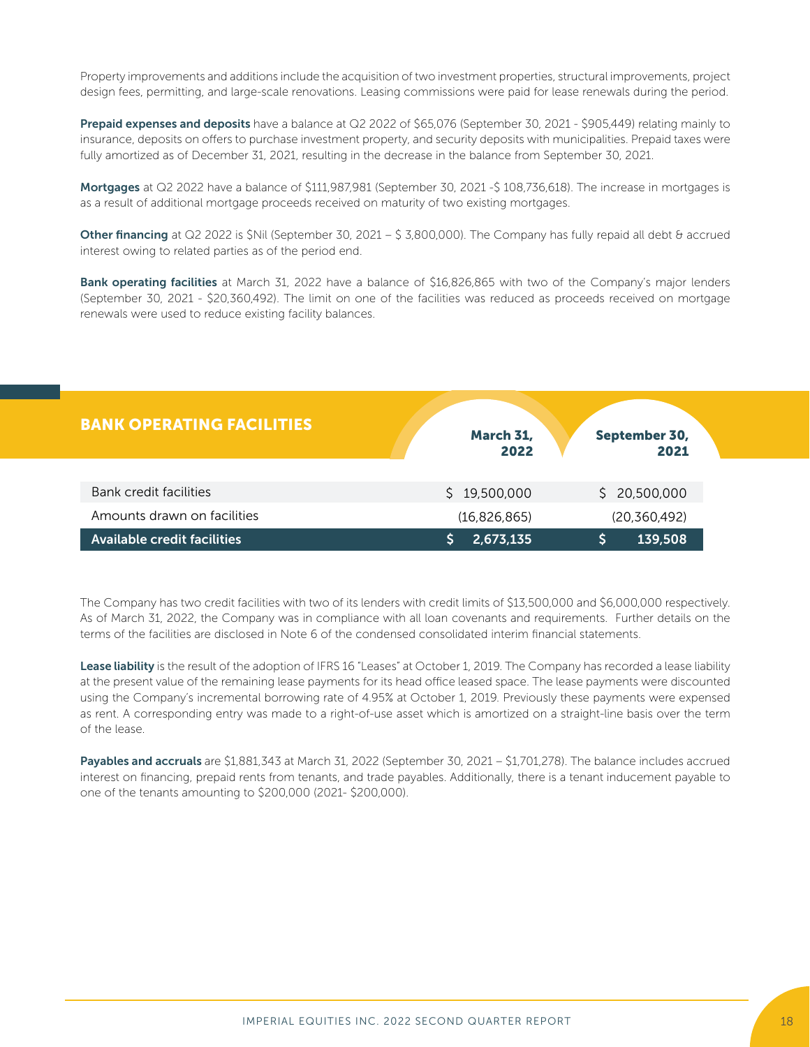Property improvements and additions include the acquisition of two investment properties, structural improvements, project design fees, permitting, and large-scale renovations. Leasing commissions were paid for lease renewals during the period.

**Prepaid expenses and deposits** have a balance at Q2 2022 of $65,076 (September 30, 2021 - $905,449) relating mainly to insurance, deposits on offers to purchase investment property, and security deposits with municipalities. Prepaid taxes were fully amortized as of December 31, 2021, resulting in the decrease in the balance from September 30, 2021.

**Mortgages** at Q2 2022 have a balance of $111,987,981 (September 30, 2021 -$ 108,736,618). The increase in mortgages is as a result of additional mortgage proceeds received on maturity of two existing mortgages.

**Other financing** at Q2 2022 is $Nil (September 30, 2021 – $ 3,800,000). The Company has fully repaid all debt & accrued interest owing to related parties as of the period end.

**Bank operating facilities** at March 31, 2022 have a balance of $16,826,865 with two of the Company's major lenders (September 30, 2021 - $20,360,492). The limit on one of the facilities was reduced as proceeds received on mortgage renewals were used to reduce existing facility balances.

| BANK OPERATING FACILITIES | March 31, 2022 | September 30, 2021 |
|---|---|---|
| Bank credit facilities | $ 19,500,000 | $ 20,500,000 |
| Amounts drawn on facilities | (16,826,865) | (20,360,492) |
| **Available credit facilities** | **$ 2,673,135** | **$ 139,508** |

The Company has two credit facilities with two of its lenders with credit limits of $13,500,000 and $6,000,000 respectively. As of March 31, 2022, the Company was in compliance with all loan covenants and requirements. Further details on the terms of the facilities are disclosed in Note 6 of the condensed consolidated interim financial statements.

**Lease liability** is the result of the adoption of IFRS 16 "Leases" at October 1, 2019. The Company has recorded a lease liability at the present value of the remaining lease payments for its head office leased space. The lease payments were discounted using the Company's incremental borrowing rate of 4.95% at October 1, 2019. Previously these payments were expensed as rent. A corresponding entry was made to a right-of-use asset which is amortized on a straight-line basis over the term of the lease.

**Payables and accruals** are $1,881,343 at March 31, 2022 (September 30, 2021 – $1,701,278). The balance includes accrued interest on financing, prepaid rents from tenants, and trade payables. Additionally, there is a tenant inducement payable to one of the tenants amounting to $200,000 (2021- $200,000).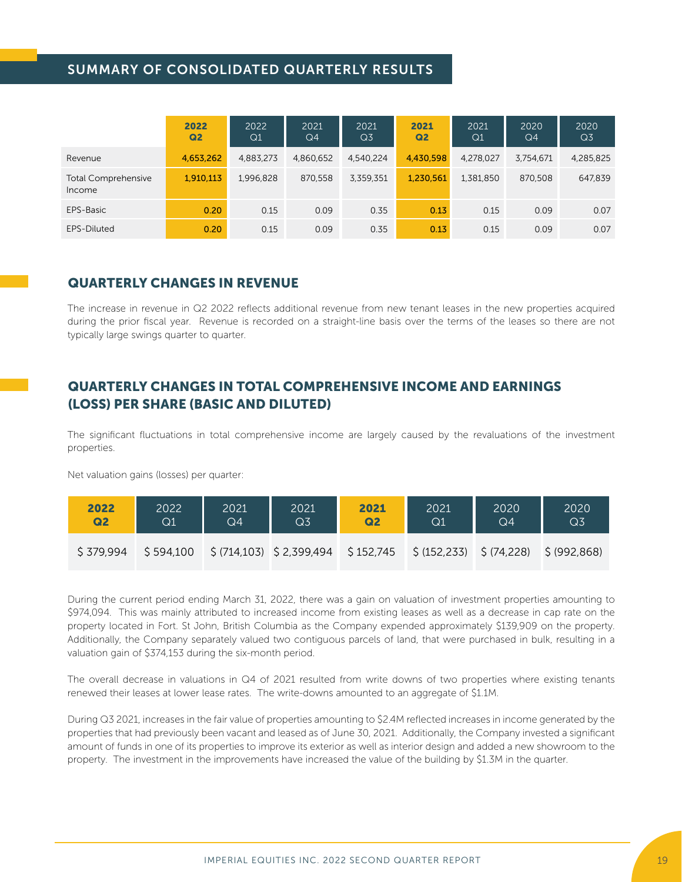## SUMMARY OF CONSOLIDATED QUARTERLY RESULTS

| | **2022 Q2** | 2022 Q1 | 2021 Q4 | 2021 Q3 | **2021 Q2** | 2021 Q1 | 2020 Q4 | 2020 Q3 |
|---|---|---|---|---|---|---|---|---|
| Revenue | **4,653,262** | 4,883,273 | 4,860,652 | 4,540,224 | **4,430,598** | 4,278,027 | 3,754,671 | 4,285,825 |
| Total Comprehensive Income | **1,910,113** | 1,996,828 | 870,558 | 3,359,351 | **1,230,561** | 1,381,850 | 870,508 | 647,839 |
| EPS-Basic | **0.20** | 0.15 | 0.09 | 0.35 | **0.13** | 0.15 | 0.09 | 0.07 |
| EPS-Diluted | **0.20** | 0.15 | 0.09 | 0.35 | **0.13** | 0.15 | 0.09 | 0.07 |

## QUARTERLY CHANGES IN REVENUE

The increase in revenue in Q2 2022 reflects additional revenue from new tenant leases in the new properties acquired during the prior fiscal year. Revenue is recorded on a straight-line basis over the terms of the leases so there are not typically large swings quarter to quarter.

## QUARTERLY CHANGES IN TOTAL COMPREHENSIVE INCOME AND EARNINGS (LOSS) PER SHARE (BASIC AND DILUTED)

The significant fluctuations in total comprehensive income are largely caused by the revaluations of the investment properties.

Net valuation gains (losses) per quarter:

| **2022 Q2** | 2022 Q1 | 2021 Q4 | 2021 Q3 | **2021 Q2** | 2021 Q1 | 2020 Q4 | 2020 Q3 |
|---|---|---|---|---|---|---|---|
| $ 379,994 | $ 594,100 | $ (714,103) | $ 2,399,494 | $ 152,745 | $ (152,233) | $ (74,228) | $ (992,868) |

During the current period ending March 31, 2022, there was a gain on valuation of investment properties amounting to $974,094. This was mainly attributed to increased income from existing leases as well as a decrease in cap rate on the property located in Fort. St John, British Columbia as the Company expended approximately $139,909 on the property. Additionally, the Company separately valued two contiguous parcels of land, that were purchased in bulk, resulting in a valuation gain of $374,153 during the six-month period.

The overall decrease in valuations in Q4 of 2021 resulted from write downs of two properties where existing tenants renewed their leases at lower lease rates. The write-downs amounted to an aggregate of $1.1M.

During Q3 2021, increases in the fair value of properties amounting to $2.4M reflected increases in income generated by the properties that had previously been vacant and leased as of June 30, 2021. Additionally, the Company invested a significant amount of funds in one of its properties to improve its exterior as well as interior design and added a new showroom to the property. The investment in the improvements have increased the value of the building by $1.3M in the quarter.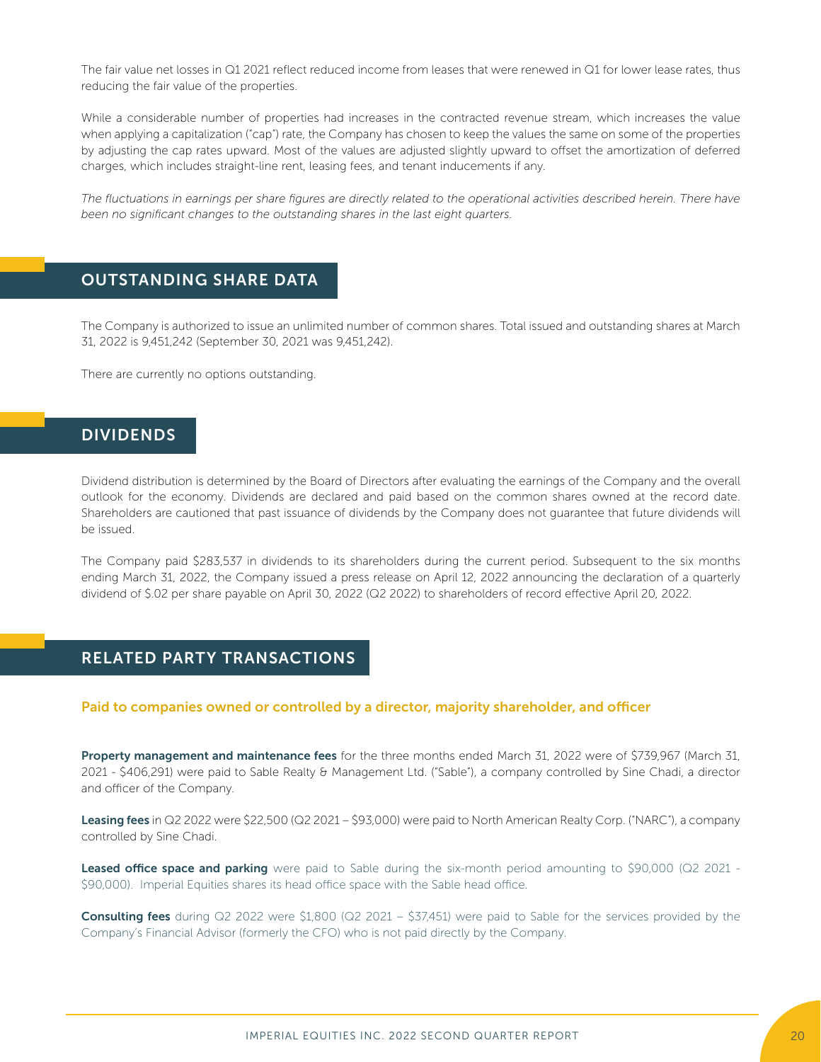The fair value net losses in Q1 2021 reflect reduced income from leases that were renewed in Q1 for lower lease rates, thus reducing the fair value of the properties.

While a considerable number of properties had increases in the contracted revenue stream, which increases the value when applying a capitalization ("cap") rate, the Company has chosen to keep the values the same on some of the properties by adjusting the cap rates upward. Most of the values are adjusted slightly upward to offset the amortization of deferred charges, which includes straight-line rent, leasing fees, and tenant inducements if any.

*The fluctuations in earnings per share figures are directly related to the operational activities described herein. There have been no significant changes to the outstanding shares in the last eight quarters.*

## OUTSTANDING SHARE DATA

The Company is authorized to issue an unlimited number of common shares. Total issued and outstanding shares at March 31, 2022 is 9,451,242 (September 30, 2021 was 9,451,242).

There are currently no options outstanding.

## DIVIDENDS

Dividend distribution is determined by the Board of Directors after evaluating the earnings of the Company and the overall outlook for the economy. Dividends are declared and paid based on the common shares owned at the record date. Shareholders are cautioned that past issuance of dividends by the Company does not guarantee that future dividends will be issued.

The Company paid $283,537 in dividends to its shareholders during the current period. Subsequent to the six months ending March 31, 2022, the Company issued a press release on April 12, 2022 announcing the declaration of a quarterly dividend of $.02 per share payable on April 30, 2022 (Q2 2022) to shareholders of record effective April 20, 2022.

## RELATED PARTY TRANSACTIONS

### Paid to companies owned or controlled by a director, majority shareholder, and officer

**Property management and maintenance fees** for the three months ended March 31, 2022 were of $739,967 (March 31, 2021 - $406,291) were paid to Sable Realty & Management Ltd. ("Sable"), a company controlled by Sine Chadi, a director and officer of the Company.

**Leasing fees** in Q2 2022 were $22,500 (Q2 2021 – $93,000) were paid to North American Realty Corp. ("NARC"), a company controlled by Sine Chadi.

**Leased office space and parking** were paid to Sable during the six-month period amounting to $90,000 (Q2 2021 - $90,000). Imperial Equities shares its head office space with the Sable head office.

**Consulting fees** during Q2 2022 were $1,800 (Q2 2021 – $37,451) were paid to Sable for the services provided by the Company's Financial Advisor (formerly the CFO) who is not paid directly by the Company.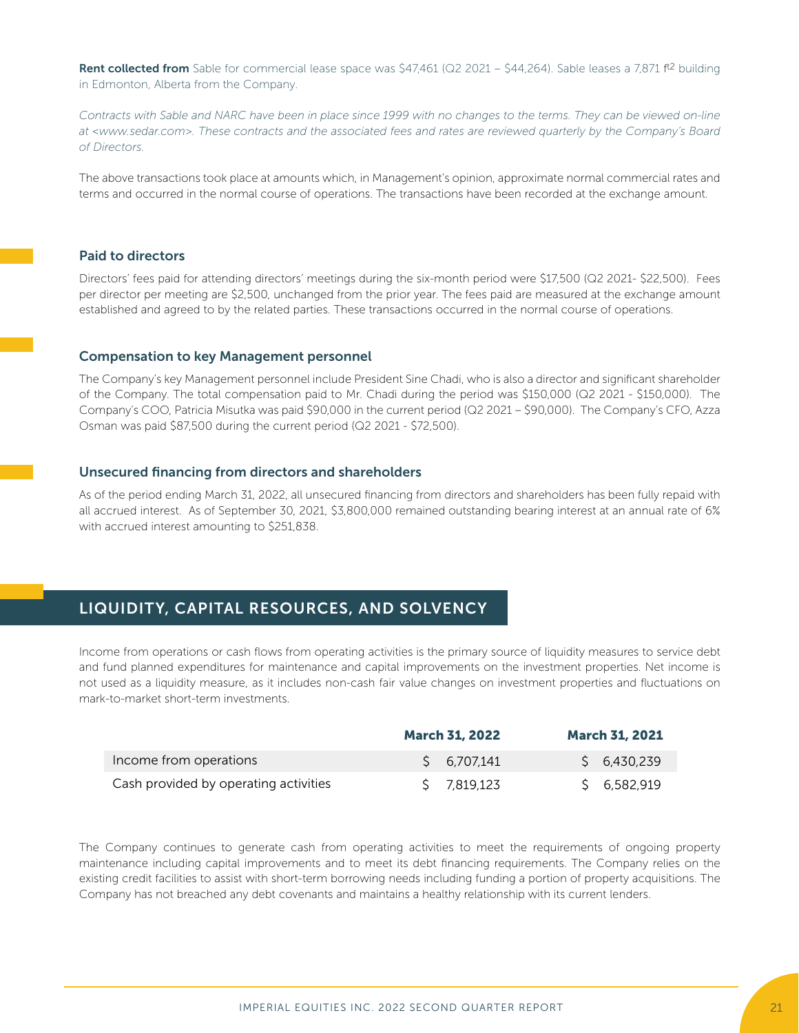**Rent collected from** Sable for commercial lease space was $47,461 (Q2 2021 – $44,264). Sable leases a 7,871 $ft^2$ building in Edmonton, Alberta from the Company.

*Contracts with Sable and NARC have been in place since 1999 with no changes to the terms. They can be viewed on-line at <www.sedar.com>. These contracts and the associated fees and rates are reviewed quarterly by the Company's Board of Directors.*

The above transactions took place at amounts which, in Management's opinion, approximate normal commercial rates and terms and occurred in the normal course of operations. The transactions have been recorded at the exchange amount.

### Paid to directors

Directors' fees paid for attending directors' meetings during the six-month period were $17,500 (Q2 2021- $22,500). Fees per director per meeting are $2,500, unchanged from the prior year. The fees paid are measured at the exchange amount established and agreed to by the related parties. These transactions occurred in the normal course of operations.

### Compensation to key Management personnel

The Company's key Management personnel include President Sine Chadi, who is also a director and significant shareholder of the Company. The total compensation paid to Mr. Chadi during the period was $150,000 (Q2 2021 - $150,000). The Company's COO, Patricia Misutka was paid $90,000 in the current period (Q2 2021 – $90,000). The Company's CFO, Azza Osman was paid $87,500 during the current period (Q2 2021 - $72,500).

### Unsecured financing from directors and shareholders

As of the period ending March 31, 2022, all unsecured financing from directors and shareholders has been fully repaid with all accrued interest. As of September 30, 2021, $3,800,000 remained outstanding bearing interest at an annual rate of 6% with accrued interest amounting to $251,838.

## LIQUIDITY, CAPITAL RESOURCES, AND SOLVENCY

Income from operations or cash flows from operating activities is the primary source of liquidity measures to service debt and fund planned expenditures for maintenance and capital improvements on the investment properties. Net income is not used as a liquidity measure, as it includes non-cash fair value changes on investment properties and fluctuations on mark-to-market short-term investments.

| | March 31, 2022 | March 31, 2021 |
|---|---|---|
| Income from operations | $ 6,707,141 | $ 6,430,239 |
| Cash provided by operating activities | $ 7,819,123 | $ 6,582,919 |

The Company continues to generate cash from operating activities to meet the requirements of ongoing property maintenance including capital improvements and to meet its debt financing requirements. The Company relies on the existing credit facilities to assist with short-term borrowing needs including funding a portion of property acquisitions. The Company has not breached any debt covenants and maintains a healthy relationship with its current lenders.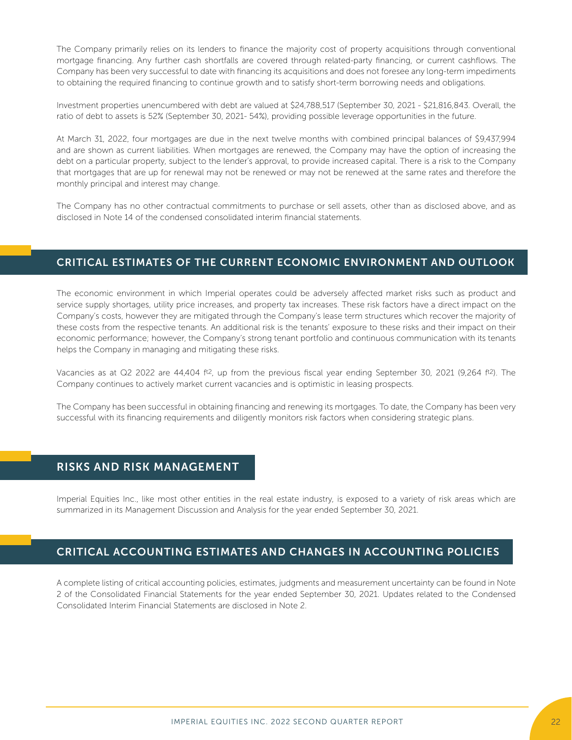The Company primarily relies on its lenders to finance the majority cost of property acquisitions through conventional mortgage financing. Any further cash shortfalls are covered through related-party financing, or current cashflows. The Company has been very successful to date with financing its acquisitions and does not foresee any long-term impediments to obtaining the required financing to continue growth and to satisfy short-term borrowing needs and obligations.

Investment properties unencumbered with debt are valued at $24,788,517 (September 30, 2021 - $21,816,843. Overall, the ratio of debt to assets is 52% (September 30, 2021- 54%), providing possible leverage opportunities in the future.

At March 31, 2022, four mortgages are due in the next twelve months with combined principal balances of $9,437,994 and are shown as current liabilities. When mortgages are renewed, the Company may have the option of increasing the debt on a particular property, subject to the lender's approval, to provide increased capital. There is a risk to the Company that mortgages that are up for renewal may not be renewed or may not be renewed at the same rates and therefore the monthly principal and interest may change.

The Company has no other contractual commitments to purchase or sell assets, other than as disclosed above, and as disclosed in Note 14 of the condensed consolidated interim financial statements.

## CRITICAL ESTIMATES OF THE CURRENT ECONOMIC ENVIRONMENT AND OUTLOOK

The economic environment in which Imperial operates could be adversely affected market risks such as product and service supply shortages, utility price increases, and property tax increases. These risk factors have a direct impact on the Company's costs, however they are mitigated through the Company's lease term structures which recover the majority of these costs from the respective tenants. An additional risk is the tenants' exposure to these risks and their impact on their economic performance; however, the Company's strong tenant portfolio and continuous communication with its tenants helps the Company in managing and mitigating these risks.

Vacancies as at Q2 2022 are 44,404 $ft^2$, up from the previous fiscal year ending September 30, 2021 (9,264 $ft^2$). The Company continues to actively market current vacancies and is optimistic in leasing prospects.

The Company has been successful in obtaining financing and renewing its mortgages. To date, the Company has been very successful with its financing requirements and diligently monitors risk factors when considering strategic plans.

## RISKS AND RISK MANAGEMENT

Imperial Equities Inc., like most other entities in the real estate industry, is exposed to a variety of risk areas which are summarized in its Management Discussion and Analysis for the year ended September 30, 2021.

## CRITICAL ACCOUNTING ESTIMATES AND CHANGES IN ACCOUNTING POLICIES

A complete listing of critical accounting policies, estimates, judgments and measurement uncertainty can be found in Note 2 of the Consolidated Financial Statements for the year ended September 30, 2021. Updates related to the Condensed Consolidated Interim Financial Statements are disclosed in Note 2.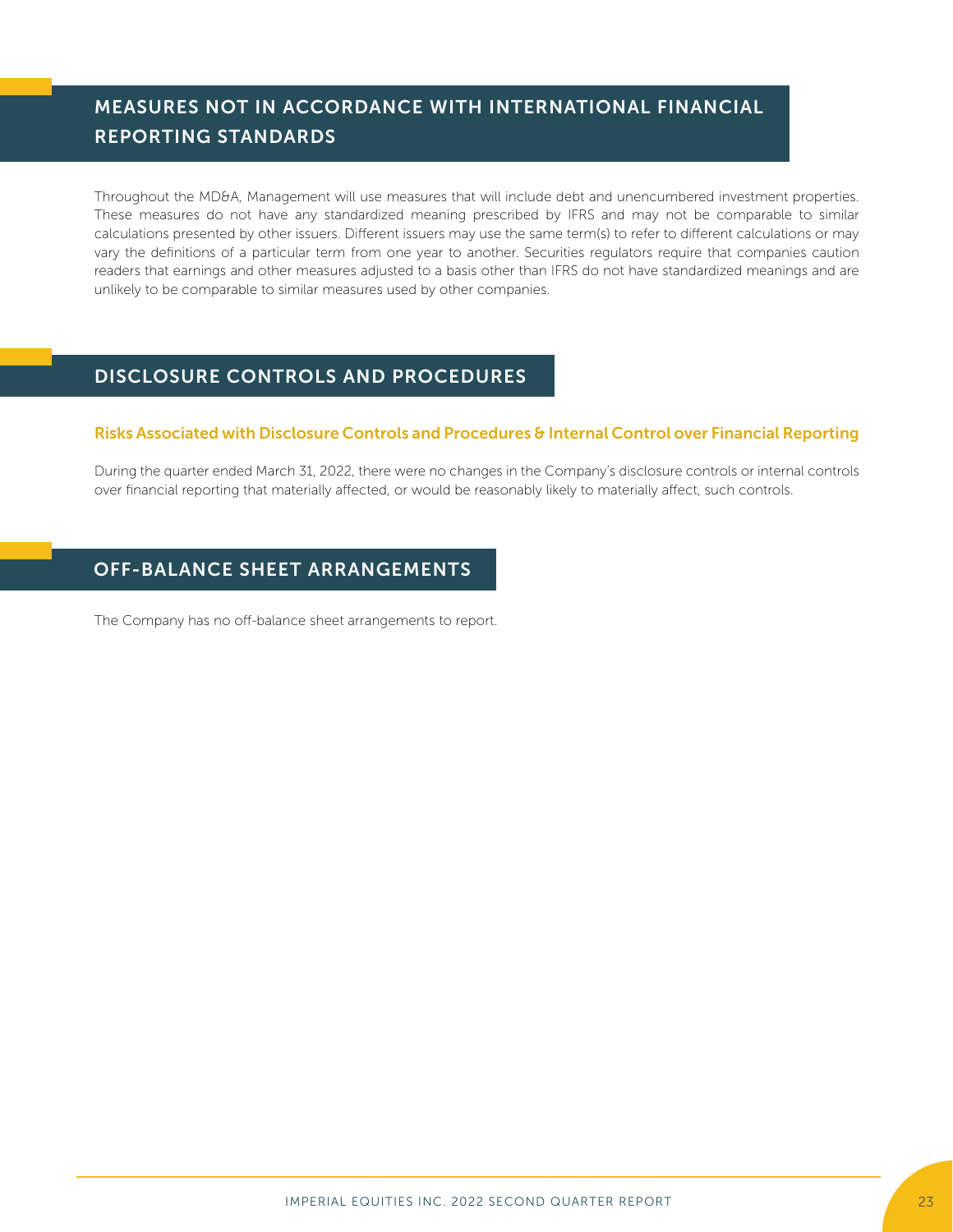## MEASURES NOT IN ACCORDANCE WITH INTERNATIONAL FINANCIAL REPORTING STANDARDS

Throughout the MD&A, Management will use measures that will include debt and unencumbered investment properties. These measures do not have any standardized meaning prescribed by IFRS and may not be comparable to similar calculations presented by other issuers. Different issuers may use the same term(s) to refer to different calculations or may vary the definitions of a particular term from one year to another. Securities regulators require that companies caution readers that earnings and other measures adjusted to a basis other than IFRS do not have standardized meanings and are unlikely to be comparable to similar measures used by other companies.

## DISCLOSURE CONTROLS AND PROCEDURES

### Risks Associated with Disclosure Controls and Procedures & Internal Control over Financial Reporting

During the quarter ended March 31, 2022, there were no changes in the Company's disclosure controls or internal controls over financial reporting that materially affected, or would be reasonably likely to materially affect, such controls.

## OFF-BALANCE SHEET ARRANGEMENTS

The Company has no off-balance sheet arrangements to report.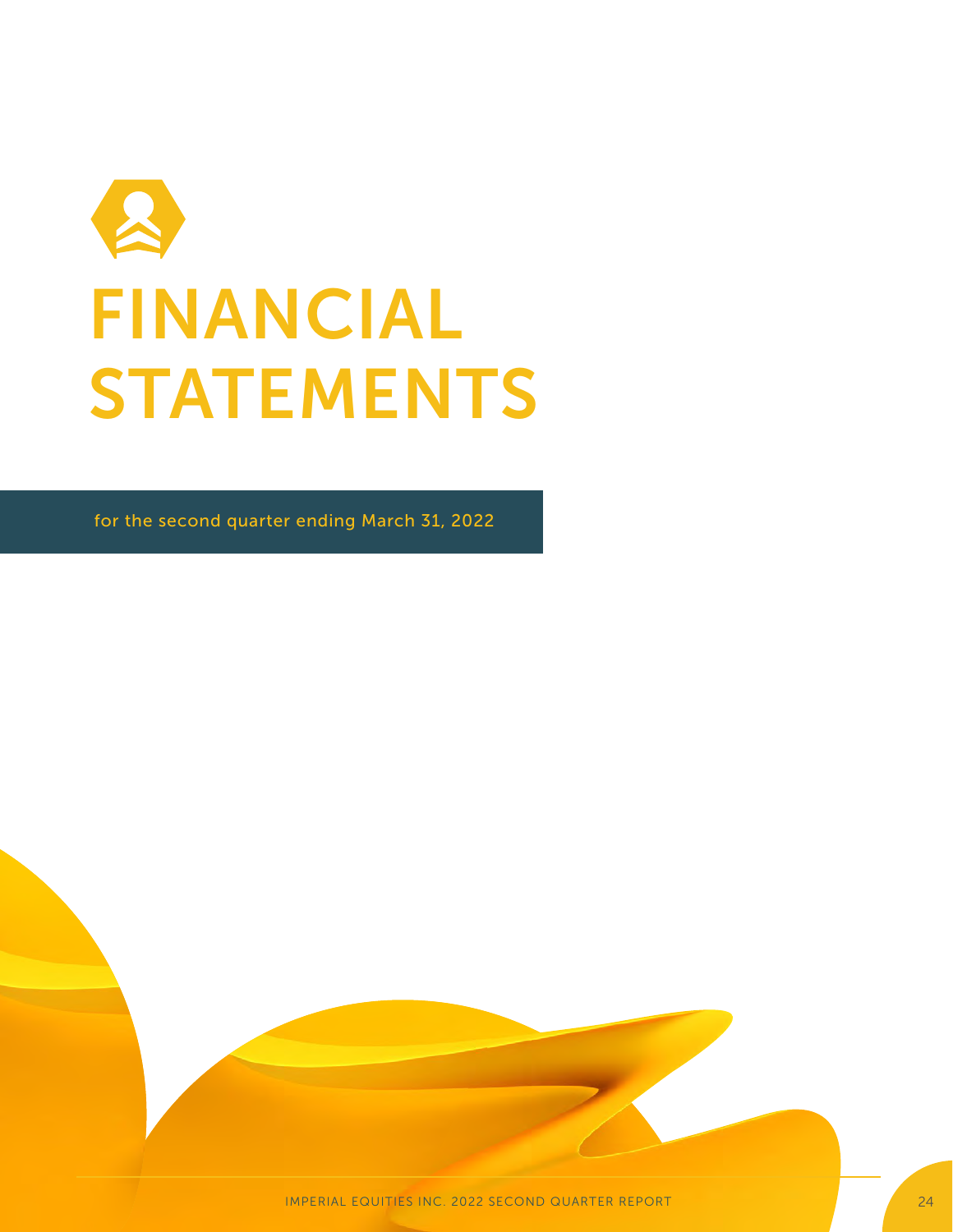# FINANCIAL STATEMENTS

for the second quarter ending March 31, 2022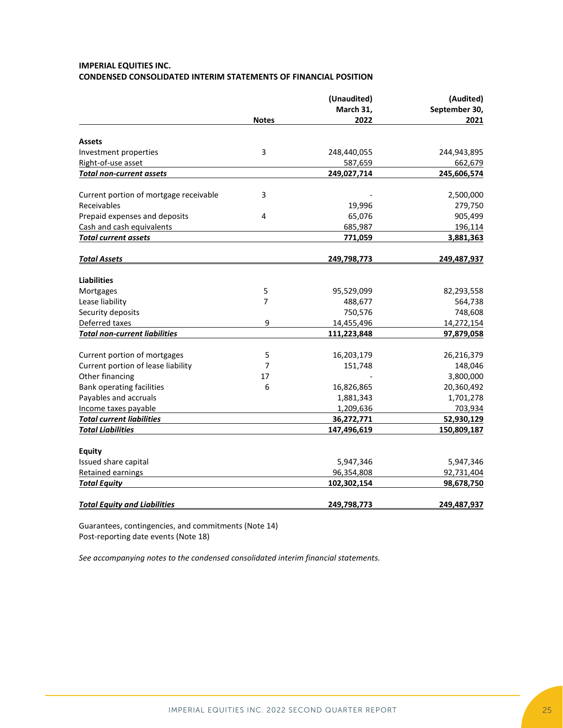**IMPERIAL EQUITIES INC.**
**CONDENSED CONSOLIDATED INTERIM STATEMENTS OF FINANCIAL POSITION**

| | Notes | (Unaudited) March 31, 2022 | (Audited) September 30, 2021 |
|---|---|---|---|
| **Assets** | | | |
| Investment properties | 3 | 248,440,055 | 244,943,895 |
| Right-of-use asset | | 587,659 | 662,679 |
| ***Total non-current assets*** | | **249,027,714** | **245,606,574** |
| | | | |
| Current portion of mortgage receivable | 3 | - | 2,500,000 |
| Receivables | | 19,996 | 279,750 |
| Prepaid expenses and deposits | 4 | 65,076 | 905,499 |
| Cash and cash equivalents | | 685,987 | 196,114 |
| ***Total current assets*** | | **771,059** | **3,881,363** |
| | | | |
| ***Total Assets*** | | **249,798,773** | **249,487,937** |
| | | | |
| **Liabilities** | | | |
| Mortgages | 5 | 95,529,099 | 82,293,558 |
| Lease liability | 7 | 488,677 | 564,738 |
| Security deposits | | 750,576 | 748,608 |
| Deferred taxes | 9 | 14,455,496 | 14,272,154 |
| ***Total non-current liabilities*** | | **111,223,848** | **97,879,058** |
| | | | |
| Current portion of mortgages | 5 | 16,203,179 | 26,216,379 |
| Current portion of lease liability | 7 | 151,748 | 148,046 |
| Other financing | 17 | - | 3,800,000 |
| Bank operating facilities | 6 | 16,826,865 | 20,360,492 |
| Payables and accruals | | 1,881,343 | 1,701,278 |
| Income taxes payable | | 1,209,636 | 703,934 |
| ***Total current liabilities*** | | **36,272,771** | **52,930,129** |
| ***Total Liabilities*** | | **147,496,619** | **150,809,187** |
| | | | |
| **Equity** | | | |
| Issued share capital | | 5,947,346 | 5,947,346 |
| Retained earnings | | 96,354,808 | 92,731,404 |
| ***Total Equity*** | | **102,302,154** | **98,678,750** |
| | | | |
| ***Total Equity and Liabilities*** | | **249,798,773** | **249,487,937** |

Guarantees, contingencies, and commitments (Note 14)
Post-reporting date events (Note 18)

*See accompanying notes to the condensed consolidated interim financial statements.*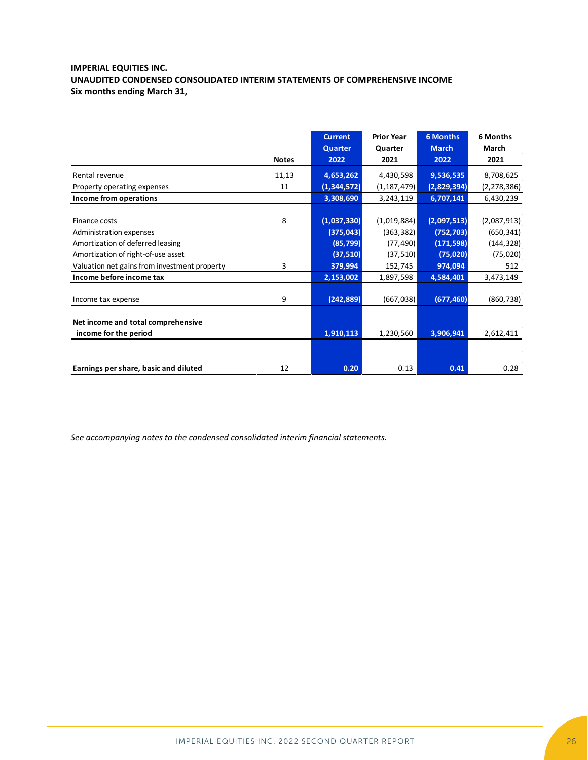**IMPERIAL EQUITIES INC.**
**UNAUDITED CONDENSED CONSOLIDATED INTERIM STATEMENTS OF COMPREHENSIVE INCOME**
**Six months ending March 31,**

| | Notes | Current Quarter 2022 | Prior Year Quarter 2021 | 6 Months March 2022 | 6 Months March 2021 |
|---|---|---|---|---|---|
| Rental revenue | 11,13 | 4,653,262 | 4,430,598 | 9,536,535 | 8,708,625 |
| Property operating expenses | 11 | (1,344,572) | (1,187,479) | (2,829,394) | (2,278,386) |
| **Income from operations** | | 3,308,690 | 3,243,119 | 6,707,141 | 6,430,239 |
| | | | | | |
| Finance costs | 8 | (1,037,330) | (1,019,884) | (2,097,513) | (2,087,913) |
| Administration expenses | | (375,043) | (363,382) | (752,703) | (650,341) |
| Amortization of deferred leasing | | (85,799) | (77,490) | (171,598) | (144,328) |
| Amortization of right-of-use asset | | (37,510) | (37,510) | (75,020) | (75,020) |
| Valuation net gains from investment property | 3 | 379,994 | 152,745 | 974,094 | 512 |
| **Income before income tax** | | 2,153,002 | 1,897,598 | 4,584,401 | 3,473,149 |
| | | | | | |
| Income tax expense | 9 | (242,889) | (667,038) | (677,460) | (860,738) |
| | | | | | |
| **Net income and total comprehensive income for the period** | | 1,910,113 | 1,230,560 | 3,906,941 | 2,612,411 |
| | | | | | |
| **Earnings per share, basic and diluted** | 12 | 0.20 | 0.13 | 0.41 | 0.28 |

*See accompanying notes to the condensed consolidated interim financial statements.*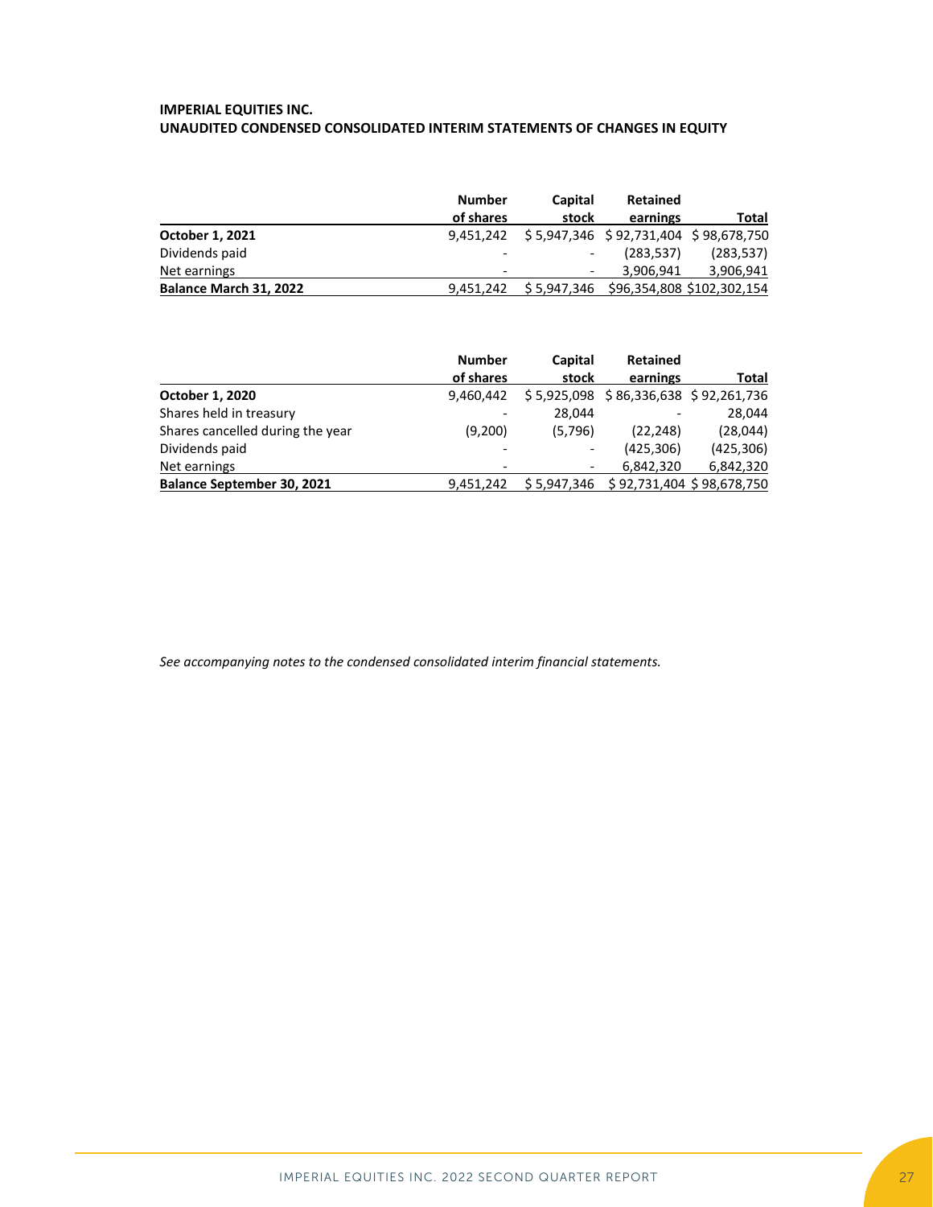**IMPERIAL EQUITIES INC.**
**UNAUDITED CONDENSED CONSOLIDATED INTERIM STATEMENTS OF CHANGES IN EQUITY**

| | Number of shares | Capital stock | Retained earnings | Total |
|---|---|---|---|---|
| **October 1, 2021** | 9,451,242 | $ 5,947,346 | $ 92,731,404 | $ 98,678,750 |
| Dividends paid | - | - | (283,537) | (283,537) |
| Net earnings | - | - | 3,906,941 | 3,906,941 |
| **Balance March 31, 2022** | 9,451,242 | $ 5,947,346 | $96,354,808 | $102,302,154 |

| | Number of shares | Capital stock | Retained earnings | Total |
|---|---|---|---|---|
| **October 1, 2020** | 9,460,442 | $ 5,925,098 | $ 86,336,638 | $ 92,261,736 |
| Shares held in treasury | - | 28,044 | - | 28,044 |
| Shares cancelled during the year | (9,200) | (5,796) | (22,248) | (28,044) |
| Dividends paid | - | - | (425,306) | (425,306) |
| Net earnings | - | - | 6,842,320 | 6,842,320 |
| **Balance September 30, 2021** | 9,451,242 | $ 5,947,346 | $ 92,731,404 | $ 98,678,750 |

*See accompanying notes to the condensed consolidated interim financial statements.*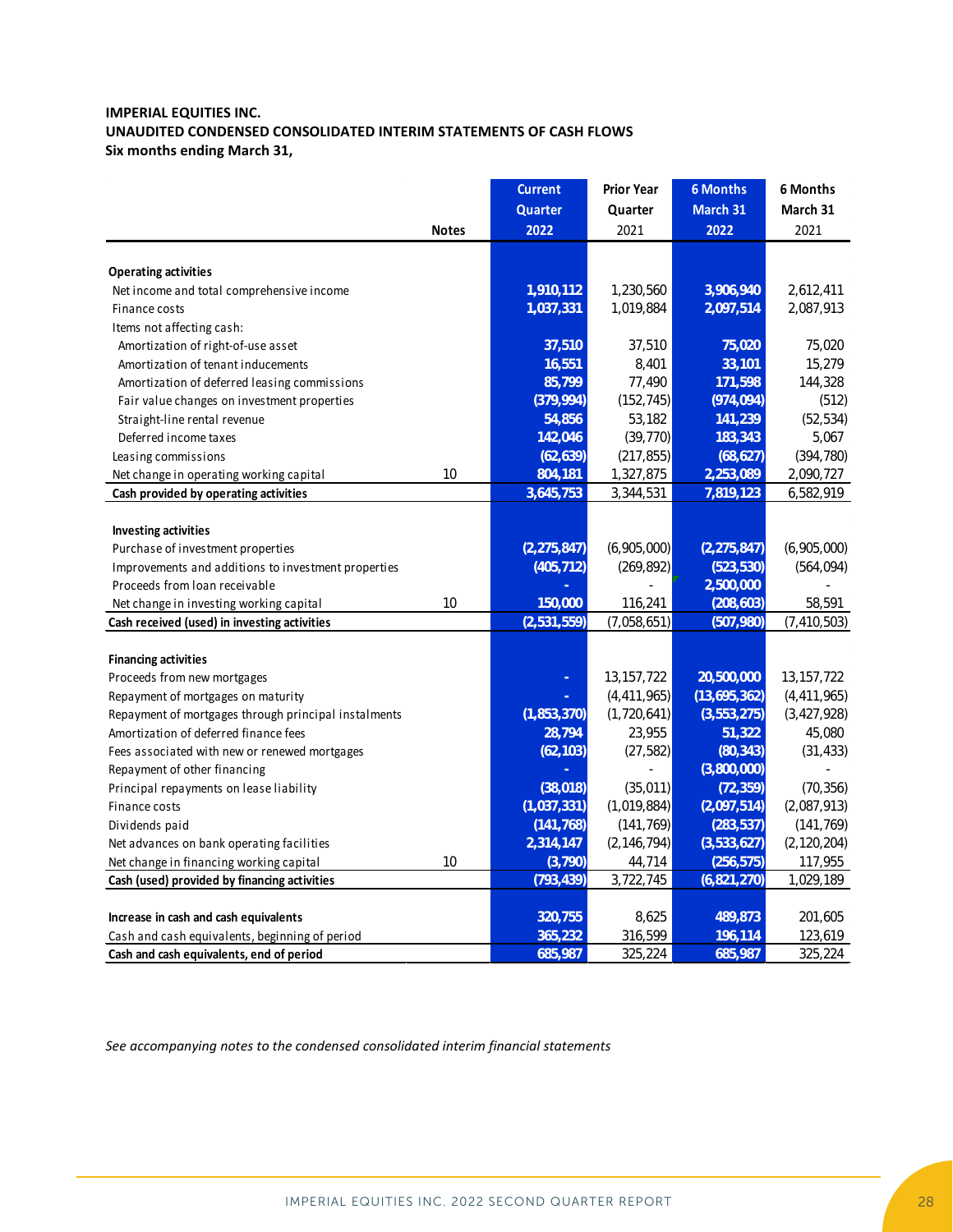**IMPERIAL EQUITIES INC.**
**UNAUDITED CONDENSED CONSOLIDATED INTERIM STATEMENTS OF CASH FLOWS**
**Six months ending March 31,**

| | Notes | Current Quarter 2022 | Prior Year Quarter 2021 | 6 Months March 31 2022 | 6 Months March 31 2021 |
|---|---|---|---|---|---|
| **Operating activities** | | | | | |
| Net income and total comprehensive income | | 1,910,112 | 1,230,560 | 3,906,940 | 2,612,411 |
| Finance costs | | 1,037,331 | 1,019,884 | 2,097,514 | 2,087,913 |
| Items not affecting cash: | | | | | |
| Amortization of right-of-use asset | | 37,510 | 37,510 | 75,020 | 75,020 |
| Amortization of tenant inducements | | 16,551 | 8,401 | 33,101 | 15,279 |
| Amortization of deferred leasing commissions | | 85,799 | 77,490 | 171,598 | 144,328 |
| Fair value changes on investment properties | | (379,994) | (152,745) | (974,094) | (512) |
| Straight-line rental revenue | | 54,856 | 53,182 | 141,239 | (52,534) |
| Deferred income taxes | | 142,046 | (39,770) | 183,343 | 5,067 |
| Leasing commissions | | (62,639) | (217,855) | (68,627) | (394,780) |
| Net change in operating working capital | 10 | 804,181 | 1,327,875 | 2,253,089 | 2,090,727 |
| **Cash provided by operating activities** | | 3,645,753 | 3,344,531 | 7,819,123 | 6,582,919 |
| **Investing activities** | | | | | |
| Purchase of investment properties | | (2,275,847) | (6,905,000) | (2,275,847) | (6,905,000) |
| Improvements and additions to investment properties | | (405,712) | (269,892) | (523,530) | (564,094) |
| Proceeds from loan receivable | | - | - | 2,500,000 | - |
| Net change in investing working capital | 10 | 150,000 | 116,241 | (208,603) | 58,591 |
| **Cash received (used) in investing activities** | | (2,531,559) | (7,058,651) | (507,980) | (7,410,503) |
| **Financing activities** | | | | | |
| Proceeds from new mortgages | | - | 13,157,722 | 20,500,000 | 13,157,722 |
| Repayment of mortgages on maturity | | - | (4,411,965) | (13,695,362) | (4,411,965) |
| Repayment of mortgages through principal instalments | | (1,853,370) | (1,720,641) | (3,553,275) | (3,427,928) |
| Amortization of deferred finance fees | | 28,794 | 23,955 | 51,322 | 45,080 |
| Fees associated with new or renewed mortgages | | (62,103) | (27,582) | (80,343) | (31,433) |
| Repayment of other financing | | - | - | (3,800,000) | - |
| Principal repayments on lease liability | | (38,018) | (35,011) | (72,359) | (70,356) |
| Finance costs | | (1,037,331) | (1,019,884) | (2,097,514) | (2,087,913) |
| Dividends paid | | (141,768) | (141,769) | (283,537) | (141,769) |
| Net advances on bank operating facilities | | 2,314,147 | (2,146,794) | (3,533,627) | (2,120,204) |
| Net change in financing working capital | 10 | (3,790) | 44,714 | (256,575) | 117,955 |
| **Cash (used) provided by financing activities** | | (793,439) | 3,722,745 | (6,821,270) | 1,029,189 |
| **Increase in cash and cash equivalents** | | 320,755 | 8,625 | 489,873 | 201,605 |
| Cash and cash equivalents, beginning of period | | 365,232 | 316,599 | 196,114 | 123,619 |
| **Cash and cash equivalents, end of period** | | 685,987 | 325,224 | 685,987 | 325,224 |

*See accompanying notes to the condensed consolidated interim financial statements*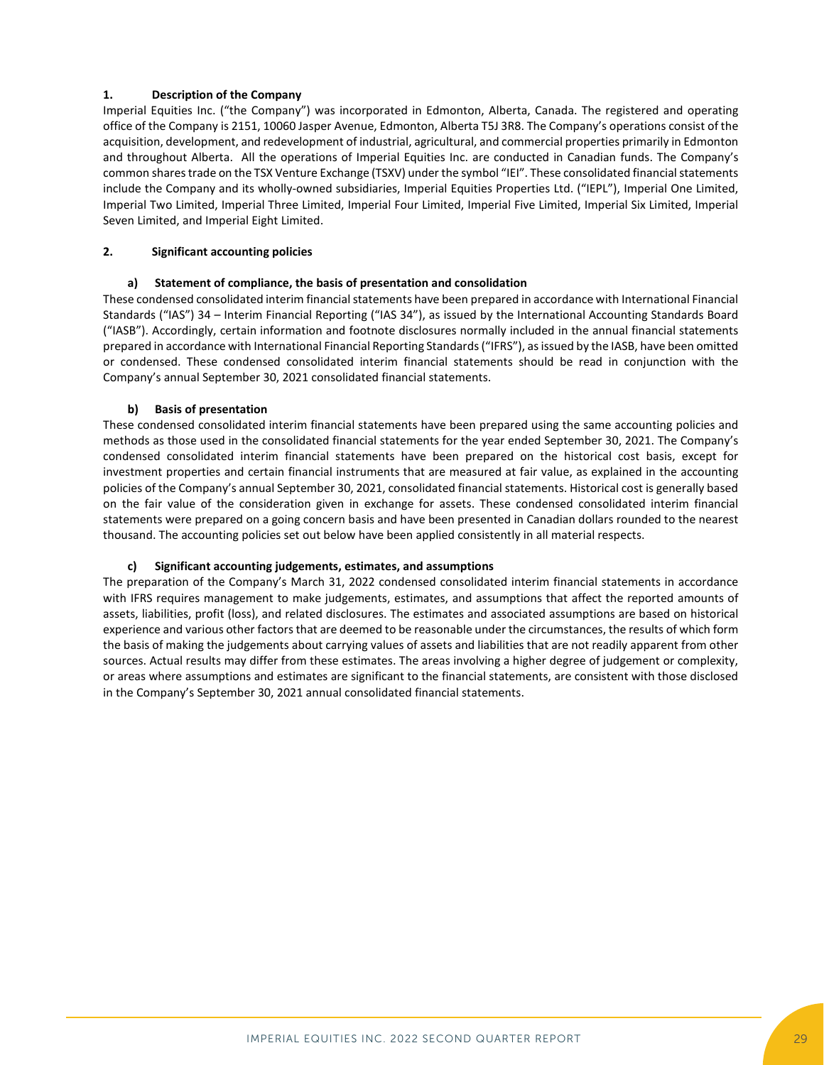## 1. Description of the Company

Imperial Equities Inc. ("the Company") was incorporated in Edmonton, Alberta, Canada. The registered and operating office of the Company is 2151, 10060 Jasper Avenue, Edmonton, Alberta T5J 3R8. The Company's operations consist of the acquisition, development, and redevelopment of industrial, agricultural, and commercial properties primarily in Edmonton and throughout Alberta. All the operations of Imperial Equities Inc. are conducted in Canadian funds. The Company's common shares trade on the TSX Venture Exchange (TSXV) under the symbol "IEI". These consolidated financial statements include the Company and its wholly-owned subsidiaries, Imperial Equities Properties Ltd. ("IEPL"), Imperial One Limited, Imperial Two Limited, Imperial Three Limited, Imperial Four Limited, Imperial Five Limited, Imperial Six Limited, Imperial Seven Limited, and Imperial Eight Limited.

## 2. Significant accounting policies

### a) Statement of compliance, the basis of presentation and consolidation

These condensed consolidated interim financial statements have been prepared in accordance with International Financial Standards ("IAS") 34 – Interim Financial Reporting ("IAS 34"), as issued by the International Accounting Standards Board ("IASB"). Accordingly, certain information and footnote disclosures normally included in the annual financial statements prepared in accordance with International Financial Reporting Standards ("IFRS"), as issued by the IASB, have been omitted or condensed. These condensed consolidated interim financial statements should be read in conjunction with the Company's annual September 30, 2021 consolidated financial statements.

### b) Basis of presentation

These condensed consolidated interim financial statements have been prepared using the same accounting policies and methods as those used in the consolidated financial statements for the year ended September 30, 2021. The Company's condensed consolidated interim financial statements have been prepared on the historical cost basis, except for investment properties and certain financial instruments that are measured at fair value, as explained in the accounting policies of the Company's annual September 30, 2021, consolidated financial statements. Historical cost is generally based on the fair value of the consideration given in exchange for assets. These condensed consolidated interim financial statements were prepared on a going concern basis and have been presented in Canadian dollars rounded to the nearest thousand. The accounting policies set out below have been applied consistently in all material respects.

### c) Significant accounting judgements, estimates, and assumptions

The preparation of the Company's March 31, 2022 condensed consolidated interim financial statements in accordance with IFRS requires management to make judgements, estimates, and assumptions that affect the reported amounts of assets, liabilities, profit (loss), and related disclosures. The estimates and associated assumptions are based on historical experience and various other factors that are deemed to be reasonable under the circumstances, the results of which form the basis of making the judgements about carrying values of assets and liabilities that are not readily apparent from other sources. Actual results may differ from these estimates. The areas involving a higher degree of judgement or complexity, or areas where assumptions and estimates are significant to the financial statements, are consistent with those disclosed in the Company's September 30, 2021 annual consolidated financial statements.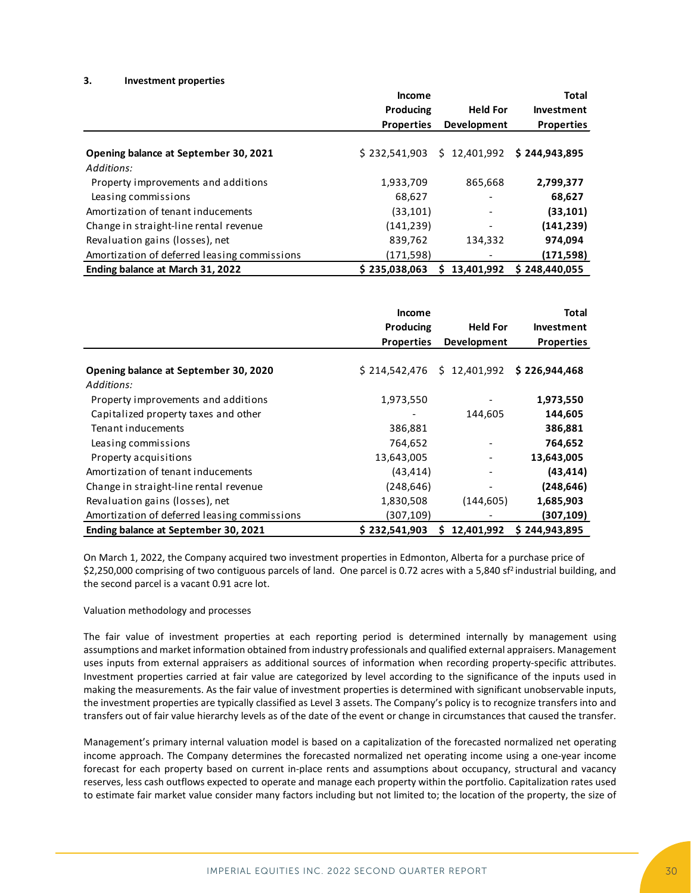### 3. Investment properties

| | Income Producing Properties | Held For Development | Total Investment Properties |
|---|---|---|---|
| **Opening balance at September 30, 2021** | $ 232,541,903 | $ 12,401,992 | **$ 244,943,895** |
| *Additions:* | | | |
| Property improvements and additions | 1,933,709 | 865,668 | **2,799,377** |
| Leasing commissions | 68,627 | - | **68,627** |
| Amortization of tenant inducements | (33,101) | - | **(33,101)** |
| Change in straight-line rental revenue | (141,239) | - | **(141,239)** |
| Revaluation gains (losses), net | 839,762 | 134,332 | **974,094** |
| Amortization of deferred leasing commissions | (171,598) | - | **(171,598)** |
| **Ending balance at March 31, 2022** | **$ 235,038,063** | **$ 13,401,992** | **$ 248,440,055** |

| | Income Producing Properties | Held For Development | Total Investment Properties |
|---|---|---|---|
| **Opening balance at September 30, 2020** | $ 214,542,476 | $ 12,401,992 | **$ 226,944,468** |
| *Additions:* | | | |
| Property improvements and additions | 1,973,550 | - | **1,973,550** |
| Capitalized property taxes and other | - | 144,605 | **144,605** |
| Tenant inducements | 386,881 | | **386,881** |
| Leasing commissions | 764,652 | - | **764,652** |
| Property acquisitions | 13,643,005 | - | **13,643,005** |
| Amortization of tenant inducements | (43,414) | - | **(43,414)** |
| Change in straight-line rental revenue | (248,646) | - | **(248,646)** |
| Revaluation gains (losses), net | 1,830,508 | (144,605) | **1,685,903** |
| Amortization of deferred leasing commissions | (307,109) | - | **(307,109)** |
| **Ending balance at September 30, 2021** | **$ 232,541,903** | **$ 12,401,992** | **$ 244,943,895** |

On March 1, 2022, the Company acquired two investment properties in Edmonton, Alberta for a purchase price of $2,250,000 comprising of two contiguous parcels of land. One parcel is 0.72 acres with a 5,840 sf[2] industrial building, and the second parcel is a vacant 0.91 acre lot.

Valuation methodology and processes

The fair value of investment properties at each reporting period is determined internally by management using assumptions and market information obtained from industry professionals and qualified external appraisers. Management uses inputs from external appraisers as additional sources of information when recording property-specific attributes. Investment properties carried at fair value are categorized by level according to the significance of the inputs used in making the measurements. As the fair value of investment properties is determined with significant unobservable inputs, the investment properties are typically classified as Level 3 assets. The Company's policy is to recognize transfers into and transfers out of fair value hierarchy levels as of the date of the event or change in circumstances that caused the transfer.

Management's primary internal valuation model is based on a capitalization of the forecasted normalized net operating income approach. The Company determines the forecasted normalized net operating income using a one-year income forecast for each property based on current in-place rents and assumptions about occupancy, structural and vacancy reserves, less cash outflows expected to operate and manage each property within the portfolio. Capitalization rates used to estimate fair market value consider many factors including but not limited to; the location of the property, the size of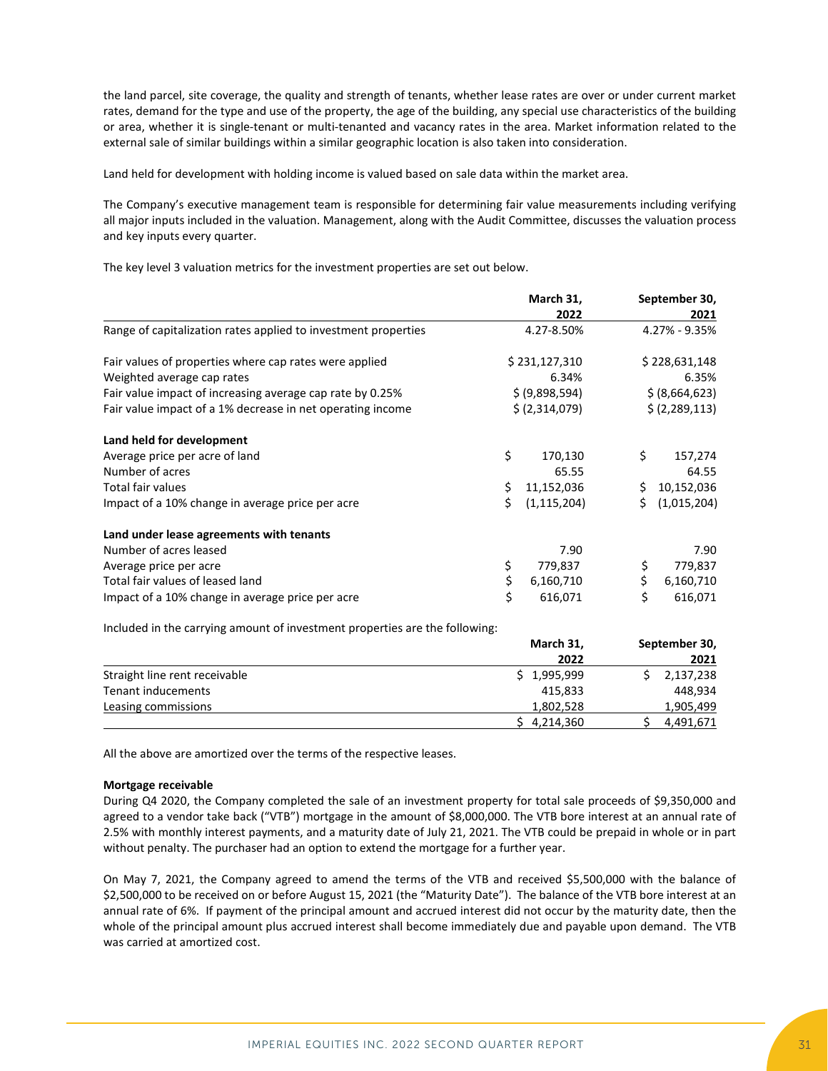the land parcel, site coverage, the quality and strength of tenants, whether lease rates are over or under current market rates, demand for the type and use of the property, the age of the building, any special use characteristics of the building or area, whether it is single-tenant or multi-tenanted and vacancy rates in the area. Market information related to the external sale of similar buildings within a similar geographic location is also taken into consideration.

Land held for development with holding income is valued based on sale data within the market area.

The Company's executive management team is responsible for determining fair value measurements including verifying all major inputs included in the valuation. Management, along with the Audit Committee, discusses the valuation process and key inputs every quarter.

The key level 3 valuation metrics for the investment properties are set out below.

| | March 31, 2022 | September 30, 2021 |
|---|---|---|
| Range of capitalization rates applied to investment properties | 4.27-8.50% | 4.27% - 9.35% |
| Fair values of properties where cap rates were applied | $ 231,127,310 | $ 228,631,148 |
| Weighted average cap rates | 6.34% | 6.35% |
| Fair value impact of increasing average cap rate by 0.25% | $ (9,898,594) | $ (8,664,623) |
| Fair value impact of a 1% decrease in net operating income | $ (2,314,079) | $ (2,289,113) |
| **Land held for development** | | |
| Average price per acre of land | $ 170,130 | $ 157,274 |
| Number of acres | 65.55 | 64.55 |
| Total fair values | $ 11,152,036 | $ 10,152,036 |
| Impact of a 10% change in average price per acre | $ (1,115,204) | $ (1,015,204) |
| **Land under lease agreements with tenants** | | |
| Number of acres leased | 7.90 | 7.90 |
| Average price per acre | $ 779,837 | $ 779,837 |
| Total fair values of leased land | $ 6,160,710 | $ 6,160,710 |
| Impact of a 10% change in average price per acre | $ 616,071 | $ 616,071 |

Included in the carrying amount of investment properties are the following:

| | March 31, 2022 | September 30, 2021 |
|---|---|---|
| Straight line rent receivable | $ 1,995,999 | $ 2,137,238 |
| Tenant inducements | 415,833 | 448,934 |
| Leasing commissions | 1,802,528 | 1,905,499 |
| | $ 4,214,360 | $ 4,491,671 |

All the above are amortized over the terms of the respective leases.

**Mortgage receivable**

During Q4 2020, the Company completed the sale of an investment property for total sale proceeds of $9,350,000 and agreed to a vendor take back ("VTB") mortgage in the amount of $8,000,000. The VTB bore interest at an annual rate of 2.5% with monthly interest payments, and a maturity date of July 21, 2021. The VTB could be prepaid in whole or in part without penalty. The purchaser had an option to extend the mortgage for a further year.

On May 7, 2021, the Company agreed to amend the terms of the VTB and received $5,500,000 with the balance of $2,500,000 to be received on or before August 15, 2021 (the "Maturity Date"). The balance of the VTB bore interest at an annual rate of 6%. If payment of the principal amount and accrued interest did not occur by the maturity date, then the whole of the principal amount plus accrued interest shall become immediately due and payable upon demand. The VTB was carried at amortized cost.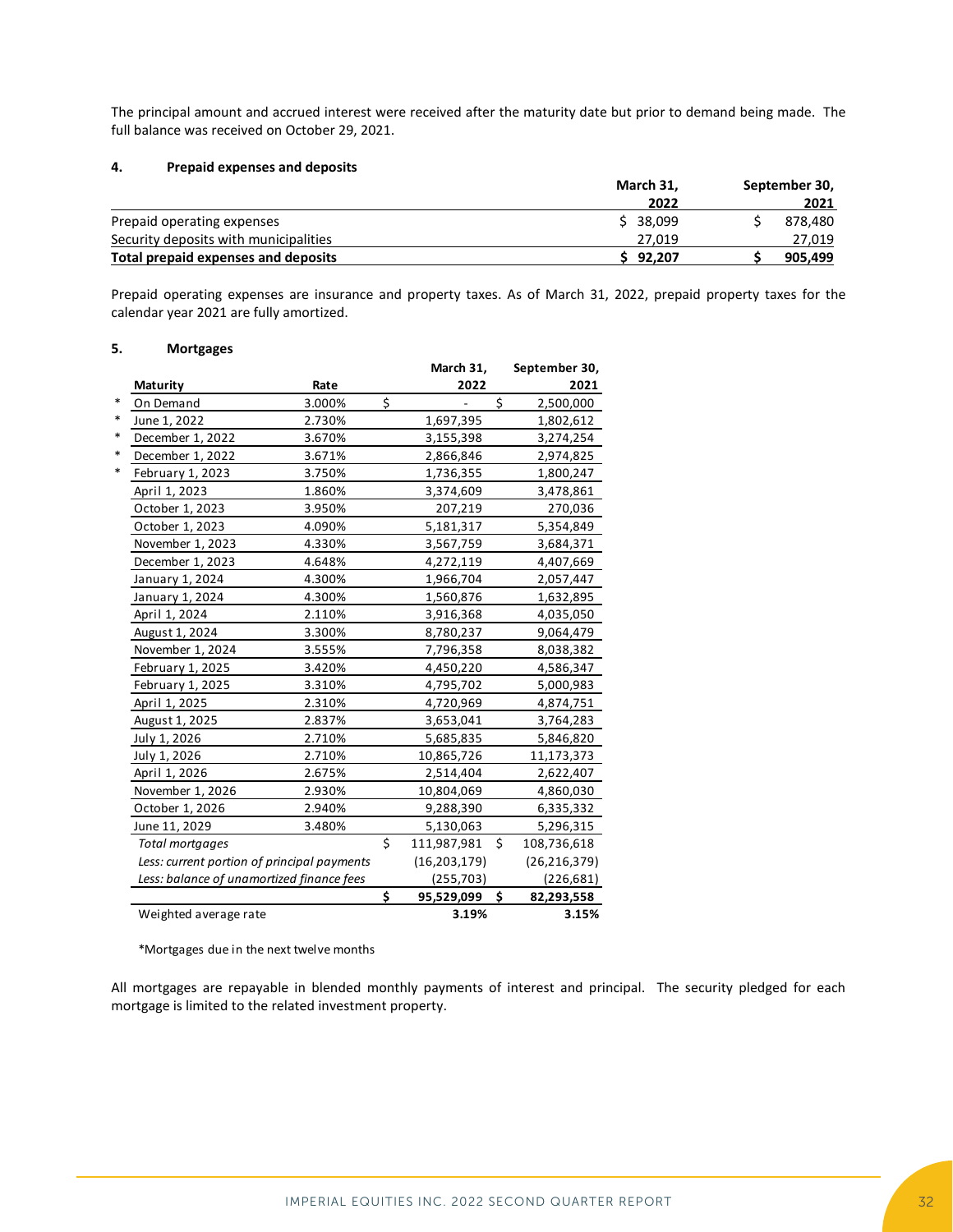The principal amount and accrued interest were received after the maturity date but prior to demand being made. The full balance was received on October 29, 2021.

## 4. Prepaid expenses and deposits

| | March 31, 2022 | September 30, 2021 |
|---|---|---|
| Prepaid operating expenses | $ 38,099 | $ 878,480 |
| Security deposits with municipalities | 27,019 | 27,019 |
| **Total prepaid expenses and deposits** | **$ 92,207** | **$ 905,499** |

Prepaid operating expenses are insurance and property taxes. As of March 31, 2022, prepaid property taxes for the calendar year 2021 are fully amortized.

## 5. Mortgages

| | Maturity | Rate | March 31, 2022 | September 30, 2021 |
|---|---|---|---|---|
| * | On Demand | 3.000% | $ - | $ 2,500,000 |
| * | June 1, 2022 | 2.730% | 1,697,395 | 1,802,612 |
| * | December 1, 2022 | 3.670% | 3,155,398 | 3,274,254 |
| * | December 1, 2022 | 3.671% | 2,866,846 | 2,974,825 |
| * | February 1, 2023 | 3.750% | 1,736,355 | 1,800,247 |
| | April 1, 2023 | 1.860% | 3,374,609 | 3,478,861 |
| | October 1, 2023 | 3.950% | 207,219 | 270,036 |
| | October 1, 2023 | 4.090% | 5,181,317 | 5,354,849 |
| | November 1, 2023 | 4.330% | 3,567,759 | 3,684,371 |
| | December 1, 2023 | 4.648% | 4,272,119 | 4,407,669 |
| | January 1, 2024 | 4.300% | 1,966,704 | 2,057,447 |
| | January 1, 2024 | 4.300% | 1,560,876 | 1,632,895 |
| | April 1, 2024 | 2.110% | 3,916,368 | 4,035,050 |
| | August 1, 2024 | 3.300% | 8,780,237 | 9,064,479 |
| | November 1, 2024 | 3.555% | 7,796,358 | 8,038,382 |
| | February 1, 2025 | 3.420% | 4,450,220 | 4,586,347 |
| | February 1, 2025 | 3.310% | 4,795,702 | 5,000,983 |
| | April 1, 2025 | 2.310% | 4,720,969 | 4,874,751 |
| | August 1, 2025 | 2.837% | 3,653,041 | 3,764,283 |
| | July 1, 2026 | 2.710% | 5,685,835 | 5,846,820 |
| | July 1, 2026 | 2.710% | 10,865,726 | 11,173,373 |
| | April 1, 2026 | 2.675% | 2,514,404 | 2,622,407 |
| | November 1, 2026 | 2.930% | 10,804,069 | 4,860,030 |
| | October 1, 2026 | 2.940% | 9,288,390 | 6,335,332 |
| | June 11, 2029 | 3.480% | 5,130,063 | 5,296,315 |
| | *Total mortgages* | | $ 111,987,981 | $ 108,736,618 |
| | *Less: current portion of principal payments* | | (16,203,179) | (26,216,379) |
| | *Less: balance of unamortized finance fees* | | (255,703) | (226,681) |
| | | | **$ 95,529,099** | **$ 82,293,558** |
| | Weighted average rate | | **3.19%** | **3.15%** |

*Mortgages due in the next twelve months

All mortgages are repayable in blended monthly payments of interest and principal. The security pledged for each mortgage is limited to the related investment property.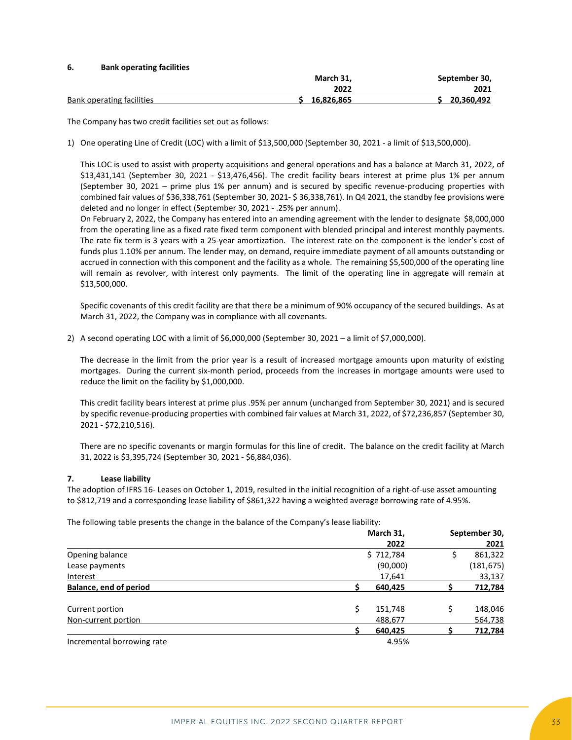## 6. Bank operating facilities

| | March 31, 2022 | September 30, 2021 |
|---|---|---|
| Bank operating facilities | $ 16,826,865 | $ 20,360,492 |

The Company has two credit facilities set out as follows:

1) One operating Line of Credit (LOC) with a limit of $13,500,000 (September 30, 2021 - a limit of $13,500,000).

   This LOC is used to assist with property acquisitions and general operations and has a balance at March 31, 2022, of $13,431,141 (September 30, 2021 - $13,476,456). The credit facility bears interest at prime plus 1% per annum (September 30, 2021 – prime plus 1% per annum) and is secured by specific revenue-producing properties with combined fair values of $36,338,761 (September 30, 2021- $ 36,338,761). In Q4 2021, the standby fee provisions were deleted and no longer in effect (September 30, 2021 - .25% per annum).
   On February 2, 2022, the Company has entered into an amending agreement with the lender to designate $8,000,000 from the operating line as a fixed rate fixed term component with blended principal and interest monthly payments. The rate fix term is 3 years with a 25-year amortization. The interest rate on the component is the lender's cost of funds plus 1.10% per annum. The lender may, on demand, require immediate payment of all amounts outstanding or accrued in connection with this component and the facility as a whole. The remaining $5,500,000 of the operating line will remain as revolver, with interest only payments. The limit of the operating line in aggregate will remain at $13,500,000.

   Specific covenants of this credit facility are that there be a minimum of 90% occupancy of the secured buildings. As at March 31, 2022, the Company was in compliance with all covenants.

2) A second operating LOC with a limit of $6,000,000 (September 30, 2021 – a limit of $7,000,000).

   The decrease in the limit from the prior year is a result of increased mortgage amounts upon maturity of existing mortgages. During the current six-month period, proceeds from the increases in mortgage amounts were used to reduce the limit on the facility by $1,000,000.

   This credit facility bears interest at prime plus .95% per annum (unchanged from September 30, 2021) and is secured by specific revenue-producing properties with combined fair values at March 31, 2022, of $72,236,857 (September 30, 2021 - $72,210,516).

   There are no specific covenants or margin formulas for this line of credit. The balance on the credit facility at March 31, 2022 is $3,395,724 (September 30, 2021 - $6,884,036).

## 7. Lease liability

The adoption of IFRS 16- Leases on October 1, 2019, resulted in the initial recognition of a right-of-use asset amounting to $812,719 and a corresponding lease liability of $861,322 having a weighted average borrowing rate of 4.95%.

The following table presents the change in the balance of the Company's lease liability:

| | March 31, 2022 | September 30, 2021 |
|---|---|---|
| Opening balance | $ 712,784 | $ 861,322 |
| Lease payments | (90,000) | (181,675) |
| Interest | 17,641 | 33,137 |
| **Balance, end of period** | **$ 640,425** | **$ 712,784** |
| | | |
| Current portion | $ 151,748 | $ 148,046 |
| Non-current portion | 488,677 | 564,738 |
| | $ 640,425 | $ 712,784 |
| Incremental borrowing rate | 4.95% | |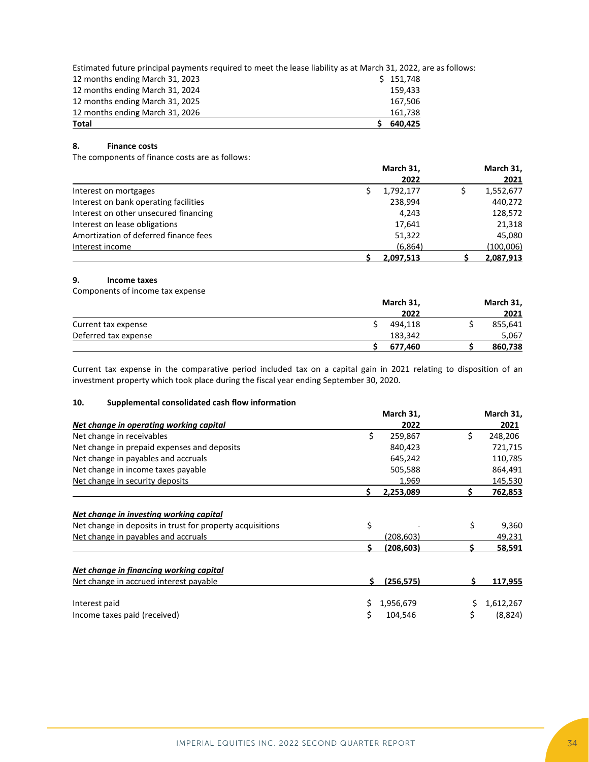Estimated future principal payments required to meet the lease liability as at March 31, 2022, are as follows:

| | |
|---|---|
| 12 months ending March 31, 2023 | $ 151,748 |
| 12 months ending March 31, 2024 | 159,433 |
| 12 months ending March 31, 2025 | 167,506 |
| 12 months ending March 31, 2026 | 161,738 |
| **Total** | **$ 640,425** |

## 8. Finance costs

The components of finance costs are as follows:

| | March 31, 2022 | March 31, 2021 |
|---|---|---|
| Interest on mortgages | $ 1,792,177 | $ 1,552,677 |
| Interest on bank operating facilities | 238,994 | 440,272 |
| Interest on other unsecured financing | 4,243 | 128,572 |
| Interest on lease obligations | 17,641 | 21,318 |
| Amortization of deferred finance fees | 51,322 | 45,080 |
| Interest income | (6,864) | (100,006) |
| | **$ 2,097,513** | **$ 2,087,913** |

## 9. Income taxes

Components of income tax expense

| | March 31, 2022 | March 31, 2021 |
|---|---|---|
| Current tax expense | $ 494,118 | $ 855,641 |
| Deferred tax expense | 183,342 | 5,067 |
| | **$ 677,460** | **$ 860,738** |

Current tax expense in the comparative period included tax on a capital gain in 2021 relating to disposition of an investment property which took place during the fiscal year ending September 30, 2020.

## 10. Supplemental consolidated cash flow information

| ***Net change in operating working capital*** | March 31, 2022 | March 31, 2021 |
|---|---|---|
| Net change in receivables | $ 259,867 | $ 248,206 |
| Net change in prepaid expenses and deposits | 840,423 | 721,715 |
| Net change in payables and accruals | 645,242 | 110,785 |
| Net change in income taxes payable | 505,588 | 864,491 |
| Net change in security deposits | 1,969 | 145,530 |
| | **$ 2,253,089** | **$ 762,853** |
| ***Net change in investing working capital*** | | |
| Net change in deposits in trust for property acquisitions | $ - | $ 9,360 |
| Net change in payables and accruals | (208,603) | 49,231 |
| | **$ (208,603)** | **$ 58,591** |
| ***Net change in financing working capital*** | | |
| Net change in accrued interest payable | **$ (256,575)** | **$ 117,955** |
| Interest paid | $ 1,956,679 | $ 1,612,267 |
| Income taxes paid (received) | $ 104,546 | $ (8,824) |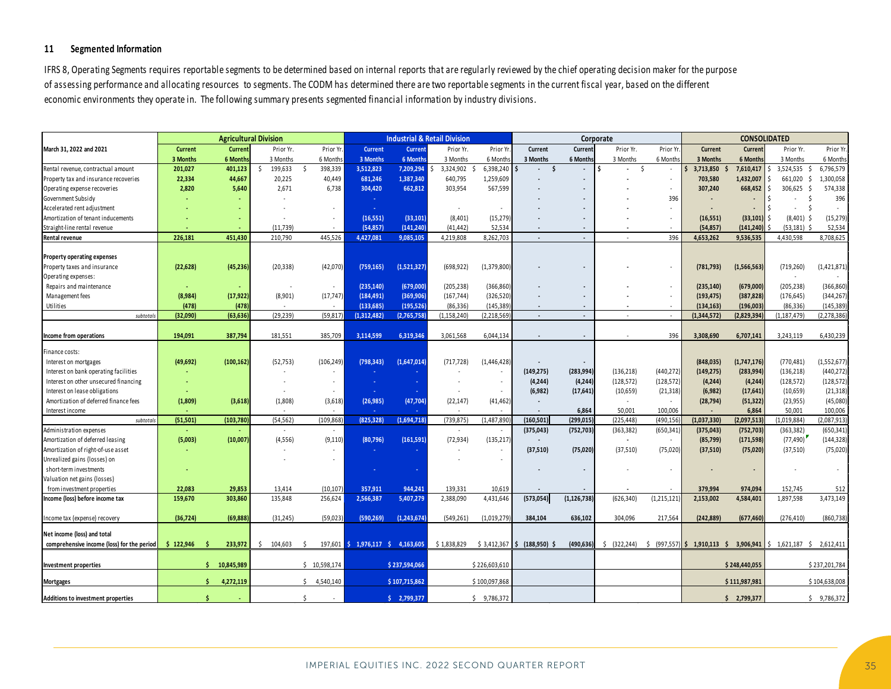## 11 Segmented Information

IFRS 8, Operating Segments requires reportable segments to be determined based on internal reports that are regularly reviewed by the chief operating decision maker for the purpose of assessing performance and allocating resources to segments. The CODM has determined there are two reportable segments in the current fiscal year, based on the different economic environments they operate in. The following summary presents segmented financial information by industry divisions.

| | Agricultural Division | | | | Industrial & Retail Division | | | | Corporate | | | | CONSOLIDATED | | | |
|---|---|---|---|---|---|---|---|---|---|---|---|---|---|---|---|---|
| March 31, 2022 and 2021 | Current 3 Months | Current 6 Months | Prior Yr. 3 Months | Prior Yr. 6 Months | Current 3 Months | Current 6 Months | Prior Yr. 3 Months | Prior Yr. 6 Months | Current 3 Months | Current 6 Months | Prior Yr. 3 Months | Prior Yr. 6 Months | Current 3 Months | Current 6 Months | Prior Yr. 3 Months | Prior Yr. 6 Months |
| Rental revenue, contractual amount | 201,027 | 401,123 | $ 199,633 | $ 398,339 | 3,512,823 | 7,209,294 | $ 3,324,902 | $ 6,398,240 | $ - | $ - | $ - | $ - | $ 3,713,850 | $ 7,610,417 | $ 3,524,535 | $ 6,796,579 |
| Property tax and insurance recoveries | 22,334 | 44,667 | 20,225 | 40,449 | 681,246 | 1,387,340 | 640,795 | 1,259,609 | - | - | - | - | 703,580 | 1,432,007 | $ 661,020 | $ 1,300,058 |
| Operating expense recoveries | 2,820 | 5,640 | 2,671 | 6,738 | 304,420 | 662,812 | 303,954 | 567,599 | - | - | - | - | 307,240 | 668,452 | $ 306,625 | $ 574,338 |
| Government Subsidy | - | - | - | | - | | | | - | - | - | 396 | - | - | $ - | $ 396 |
| Accelerated rent adjustment | - | - | - | - | - | | - | - | - | - | - | - | - | - | $ - | $ - |
| Amortization of tenant inducements | - | - | - | - | (16,551) | (33,101) | (8,401) | (15,279) | - | - | - | - | (16,551) | (33,101) | $ (8,401) | $ (15,279) |
| Straight-line rental revenue | - | - | (11,739) | - | (54,857) | (141,240) | (41,442) | 52,534 | - | - | - | - | (54,857) | (141,240) | $ (53,181) | $ 52,534 |
| **Rental revenue** | 226,181 | 451,430 | 210,790 | 445,526 | 4,427,081 | 9,085,105 | 4,219,808 | 8,262,703 | - | - | - | 396 | 4,653,262 | 9,536,535 | 4,430,598 | 8,708,625 |
| **Property operating expenses** | | | | | | | | | | | | | | | | |
| Property taxes and insurance | (22,628) | (45,236) | (20,338) | (42,070) | (759,165) | (1,521,327) | (698,922) | (1,379,800) | - | - | - | - | (781,793) | (1,566,563) | (719,260) | (1,421,871) |
| Operating expenses: | | | | | | | | | | | | | | | - | - |
| Repairs and maintenance | - | - | - | - | (235,140) | (679,000) | (205,238) | (366,860) | - | - | - | - | (235,140) | (679,000) | (205,238) | (366,860) |
| Management fees | (8,984) | (17,922) | (8,901) | (17,747) | (184,491) | (369,906) | (167,744) | (326,520) | - | - | - | - | (193,475) | (387,828) | (176,645) | (344,267) |
| Utilities | (478) | (478) | - | - | (133,685) | (195,526) | (86,336) | (145,389) | - | - | - | - | (134,163) | (196,003) | (86,336) | (145,389) |
| subtotals | (32,090) | (63,636) | (29,239) | (59,817) | (1,312,482) | (2,765,758) | (1,158,240) | (2,218,569) | - | - | - | - | (1,344,572) | (2,829,394) | (1,187,479) | (2,278,386) |
| **Income from operations** | 194,091 | 387,794 | 181,551 | 385,709 | 3,114,599 | 6,319,346 | 3,061,568 | 6,044,134 | - | - | - | 396 | 3,308,690 | 6,707,141 | 3,243,119 | 6,430,239 |
| Finance costs: | | | | | | | | | | | | | | | | |
| Interest on mortgages | (49,692) | (100,162) | (52,753) | (106,249) | (798,343) | (1,647,014) | (717,728) | (1,446,428) | - | - | | | (848,035) | (1,747,176) | (770,481) | (1,552,677) |
| Interest on bank operating facilities | - | | - | - | - | - | - | - | (149,275) | (283,994) | (136,218) | (440,272) | (149,275) | (283,994) | (136,218) | (440,272) |
| Interest on other unsecured financing | - | | - | - | - | - | - | - | (4,244) | (4,244) | (128,572) | (128,572) | (4,244) | (4,244) | (128,572) | (128,572) |
| Interest on lease obligations | - | | - | - | - | - | - | - | (6,982) | (17,641) | (10,659) | (21,318) | (6,982) | (17,641) | (10,659) | (21,318) |
| Amortization of deferred finance fees | (1,809) | (3,618) | (1,808) | (3,618) | (26,985) | (47,704) | (22,147) | (41,462) | - | | - | - | (28,794) | (51,322) | (23,955) | (45,080) |
| Interest income | - | | - | - | - | - | - | - | - | 6,864 | 50,001 | 100,006 | - | 6,864 | 50,001 | 100,006 |
| subtotals | (51,501) | (103,780) | (54,562) | (109,868) | (825,328) | (1,694,718) | (739,875) | (1,487,890) | (160,501) | (299,015) | (225,448) | (490,156) | (1,037,330) | (2,097,513) | (1,019,884) | (2,087,913) |
| Administration expenses | - | - | - | - | | | - | - | (375,043) | (752,703) | (363,382) | (650,341) | (375,043) | (752,703) | (363,382) | (650,341) |
| Amortization of deferred leasing | (5,003) | (10,007) | (4,556) | (9,110) | (80,796) | (161,591) | (72,934) | (135,217) | - | | - | - | (85,799) | (171,598) | (77,490) | (144,328) |
| Amortization of right-of-use asset | - | | - | - | - | - | - | - | (37,510) | (75,020) | (37,510) | (75,020) | (37,510) | (75,020) | (37,510) | (75,020) |
| Unrealized gains (losses) on short-term investments | - | | - | - | - | - | - | - | - | - | - | - | - | - | - | - |
| Valuation net gains (losses) from investment properties | 22,083 | 29,853 | 13,414 | (10,107) | 357,911 | 944,241 | 139,331 | 10,619 | - | - | - | - | 379,994 | 974,094 | 152,745 | 512 |
| **Income (loss) before income tax** | 159,670 | 303,860 | 135,848 | 256,624 | 2,566,387 | 5,407,279 | 2,388,090 | 4,431,646 | (573,054) | (1,126,738) | (626,340) | (1,215,121) | 2,153,002 | 4,584,401 | 1,897,598 | 3,473,149 |
| Income tax (expense) recovery | (36,724) | (69,888) | (31,245) | (59,023) | (590,269) | (1,243,674) | (549,261) | (1,019,279) | 384,104 | 636,102 | 304,096 | 217,564 | (242,889) | (677,460) | (276,410) | (860,738) |
| **Net income (loss) and total comprehensive income (loss) for the period** | $ 122,946 | $ 233,972 | $ 104,603 | $ 197,601 | $ 1,976,117 | $ 4,163,605 | $ 1,838,829 | $ 3,412,367 | $ (188,950) | $ (490,636) | $ (322,244) | $ (997,557) | $ 1,910,113 | $ 3,906,941 | $ 1,621,187 | $ 2,612,411 |
| **Investment properties** | | $ 10,845,989 | | $ 10,598,174 | | $ 237,594,066 | | $ 226,603,610 | | | | | | $ 248,440,055 | | $ 237,201,784 |
| **Mortgages** | | $ 4,272,119 | | $ 4,540,140 | | $ 107,715,862 | | $ 100,097,868 | | | | | | $ 111,987,981 | | $ 104,638,008 |
| **Additions to investment properties** | | $ - | | $ - | | $ 2,799,377 | | $ 9,786,372 | | | | | | $ 2,799,377 | | $ 9,786,372 |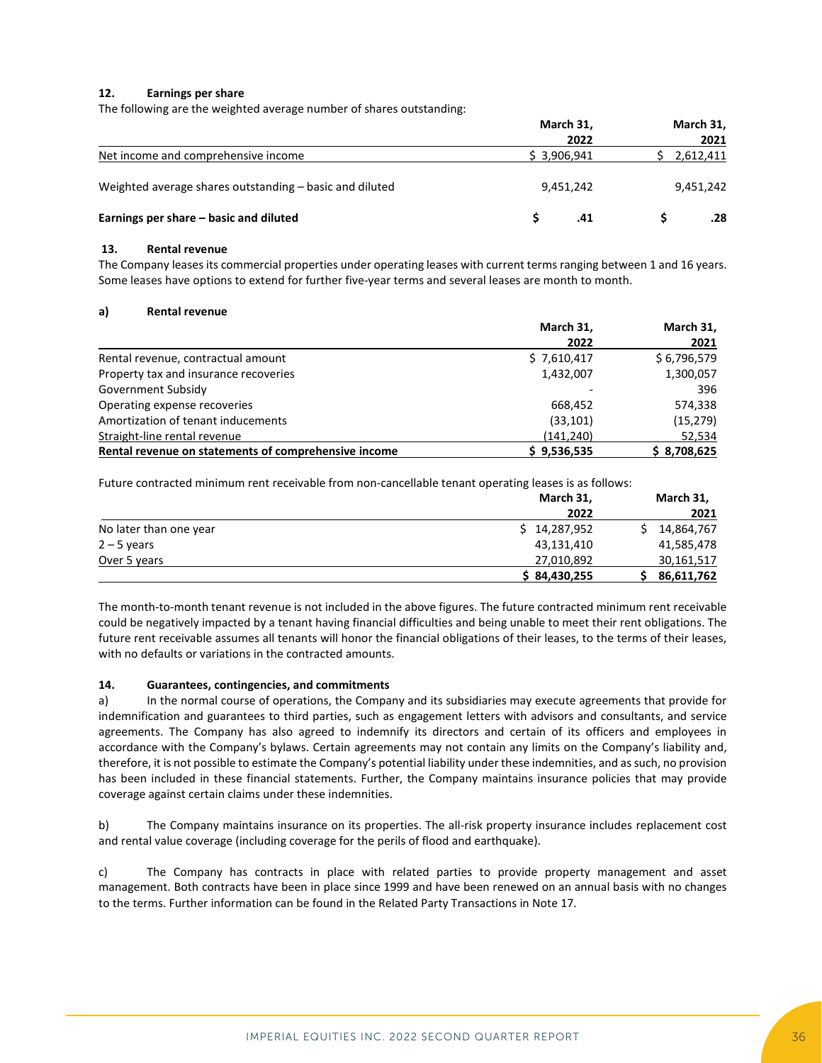### 12. Earnings per share

The following are the weighted average number of shares outstanding:

| | March 31, 2022 | March 31, 2021 |
|---|---|---|
| Net income and comprehensive income | $ 3,906,941 | $ 2,612,411 |
| Weighted average shares outstanding – basic and diluted | 9,451,242 | 9,451,242 |
| **Earnings per share – basic and diluted** | **$ .41** | **$ .28** |

### 13. Rental revenue

The Company leases its commercial properties under operating leases with current terms ranging between 1 and 16 years. Some leases have options to extend for further five-year terms and several leases are month to month.

#### a) Rental revenue

| | March 31, 2022 | March 31, 2021 |
|---|---|---|
| Rental revenue, contractual amount | $ 7,610,417 | $ 6,796,579 |
| Property tax and insurance recoveries | 1,432,007 | 1,300,057 |
| Government Subsidy | - | 396 |
| Operating expense recoveries | 668,452 | 574,338 |
| Amortization of tenant inducements | (33,101) | (15,279) |
| Straight-line rental revenue | (141,240) | 52,534 |
| **Rental revenue on statements of comprehensive income** | **$ 9,536,535** | **$ 8,708,625** |

Future contracted minimum rent receivable from non-cancellable tenant operating leases is as follows:

| | March 31, 2022 | March 31, 2021 |
|---|---|---|
| No later than one year | $ 14,287,952 | $ 14,864,767 |
| 2 – 5 years | 43,131,410 | 41,585,478 |
| Over 5 years | 27,010,892 | 30,161,517 |
| | **$ 84,430,255** | **$ 86,611,762** |

The month-to-month tenant revenue is not included in the above figures. The future contracted minimum rent receivable could be negatively impacted by a tenant having financial difficulties and being unable to meet their rent obligations. The future rent receivable assumes all tenants will honor the financial obligations of their leases, to the terms of their leases, with no defaults or variations in the contracted amounts.

### 14. Guarantees, contingencies, and commitments

a) In the normal course of operations, the Company and its subsidiaries may execute agreements that provide for indemnification and guarantees to third parties, such as engagement letters with advisors and consultants, and service agreements. The Company has also agreed to indemnify its directors and certain of its officers and employees in accordance with the Company's bylaws. Certain agreements may not contain any limits on the Company's liability and, therefore, it is not possible to estimate the Company's potential liability under these indemnities, and as such, no provision has been included in these financial statements. Further, the Company maintains insurance policies that may provide coverage against certain claims under these indemnities.

b) The Company maintains insurance on its properties. The all-risk property insurance includes replacement cost and rental value coverage (including coverage for the perils of flood and earthquake).

c) The Company has contracts in place with related parties to provide property management and asset management. Both contracts have been in place since 1999 and have been renewed on an annual basis with no changes to the terms. Further information can be found in the Related Party Transactions in Note 17.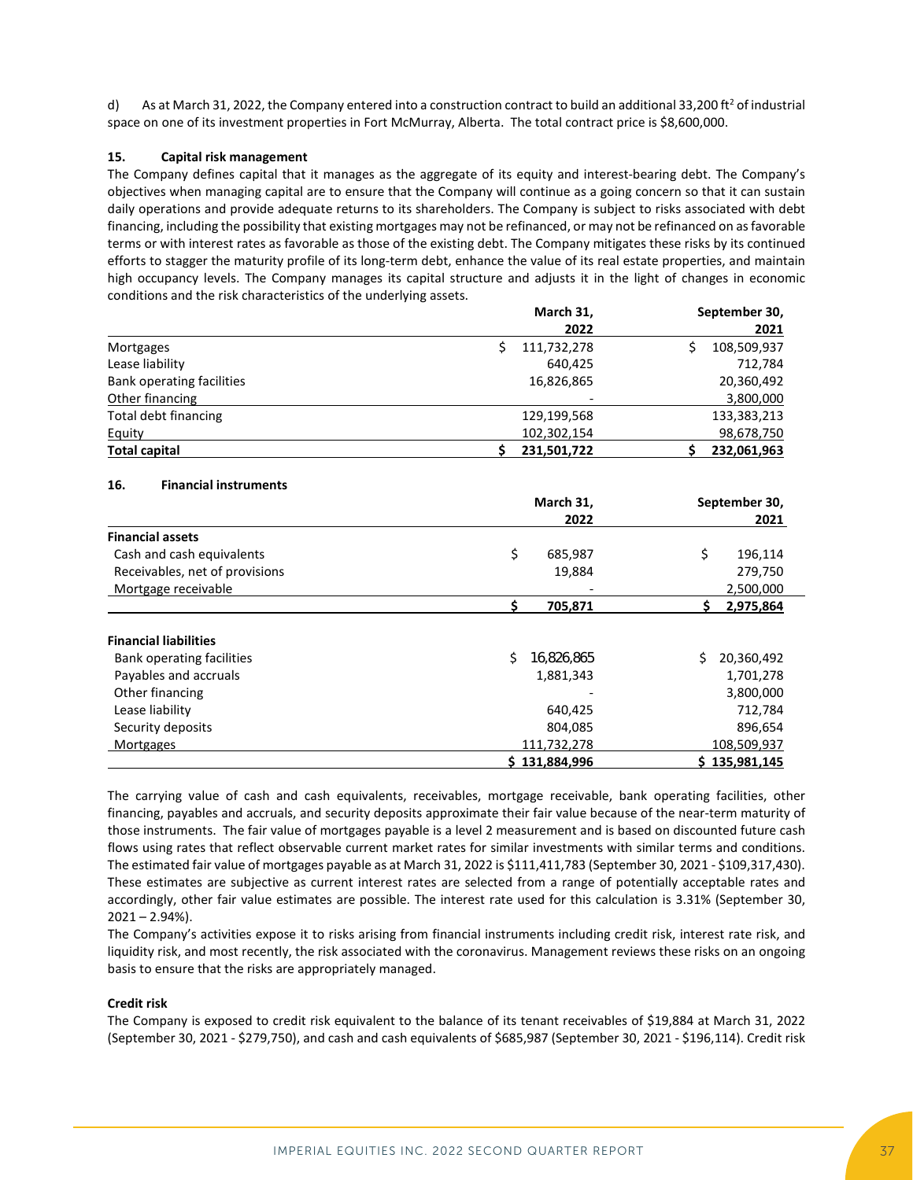d) As at March 31, 2022, the Company entered into a construction contract to build an additional 33,200 $ft^2$ of industrial space on one of its investment properties in Fort McMurray, Alberta. The total contract price is $8,600,000.

**15. Capital risk management**

The Company defines capital that it manages as the aggregate of its equity and interest-bearing debt. The Company's objectives when managing capital are to ensure that the Company will continue as a going concern so that it can sustain daily operations and provide adequate returns to its shareholders. The Company is subject to risks associated with debt financing, including the possibility that existing mortgages may not be refinanced, or may not be refinanced on as favorable terms or with interest rates as favorable as those of the existing debt. The Company mitigates these risks by its continued efforts to stagger the maturity profile of its long-term debt, enhance the value of its real estate properties, and maintain high occupancy levels. The Company manages its capital structure and adjusts it in the light of changes in economic conditions and the risk characteristics of the underlying assets.

| | March 31, 2022 | September 30, 2021 |
|---|---|---|
| Mortgages | $ 111,732,278 | $ 108,509,937 |
| Lease liability | 640,425 | 712,784 |
| Bank operating facilities | 16,826,865 | 20,360,492 |
| Other financing | - | 3,800,000 |
| Total debt financing | 129,199,568 | 133,383,213 |
| Equity | 102,302,154 | 98,678,750 |
| **Total capital** | **$ 231,501,722** | **$ 232,061,963** |

**16. Financial instruments**

| | March 31, 2022 | September 30, 2021 |
|---|---|---|
| **Financial assets** | | |
| Cash and cash equivalents | $ 685,987 | $ 196,114 |
| Receivables, net of provisions | 19,884 | 279,750 |
| Mortgage receivable | - | 2,500,000 |
| | **$ 705,871** | **$ 2,975,864** |
| **Financial liabilities** | | |
| Bank operating facilities | $ 16,826,865 | $ 20,360,492 |
| Payables and accruals | 1,881,343 | 1,701,278 |
| Other financing | - | 3,800,000 |
| Lease liability | 640,425 | 712,784 |
| Security deposits | 804,085 | 896,654 |
| Mortgages | 111,732,278 | 108,509,937 |
| | **$ 131,884,996** | **$ 135,981,145** |

The carrying value of cash and cash equivalents, receivables, mortgage receivable, bank operating facilities, other financing, payables and accruals, and security deposits approximate their fair value because of the near-term maturity of those instruments. The fair value of mortgages payable is a level 2 measurement and is based on discounted future cash flows using rates that reflect observable current market rates for similar investments with similar terms and conditions. The estimated fair value of mortgages payable as at March 31, 2022 is $111,411,783 (September 30, 2021 - $109,317,430). These estimates are subjective as current interest rates are selected from a range of potentially acceptable rates and accordingly, other fair value estimates are possible. The interest rate used for this calculation is 3.31% (September 30, 2021 – 2.94%).

The Company's activities expose it to risks arising from financial instruments including credit risk, interest rate risk, and liquidity risk, and most recently, the risk associated with the coronavirus. Management reviews these risks on an ongoing basis to ensure that the risks are appropriately managed.

**Credit risk**

The Company is exposed to credit risk equivalent to the balance of its tenant receivables of $19,884 at March 31, 2022 (September 30, 2021 - $279,750), and cash and cash equivalents of $685,987 (September 30, 2021 - $196,114). Credit risk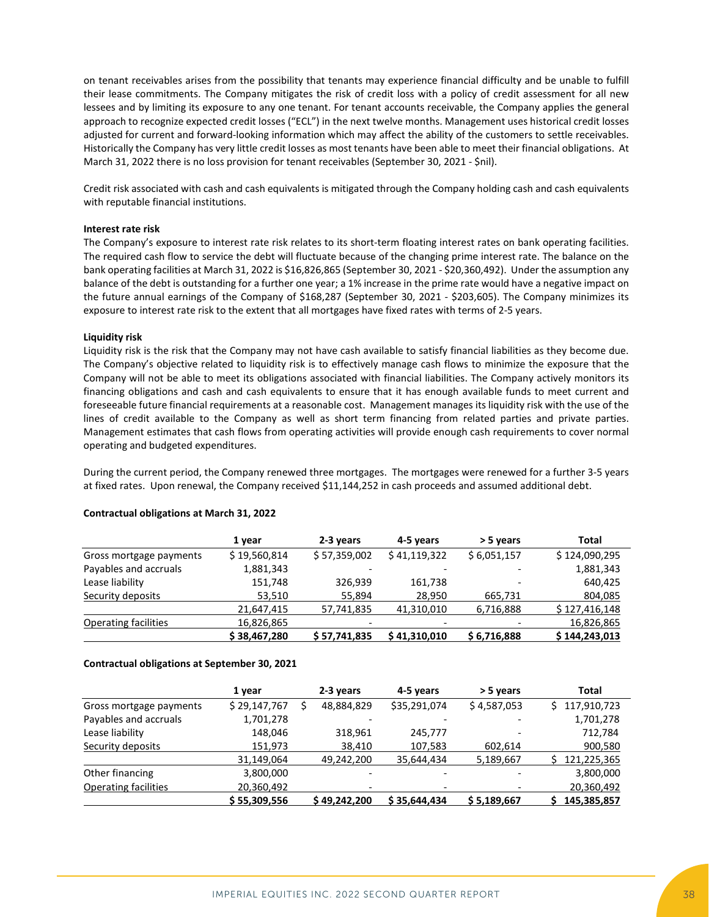on tenant receivables arises from the possibility that tenants may experience financial difficulty and be unable to fulfill their lease commitments. The Company mitigates the risk of credit loss with a policy of credit assessment for all new lessees and by limiting its exposure to any one tenant. For tenant accounts receivable, the Company applies the general approach to recognize expected credit losses ("ECL") in the next twelve months. Management uses historical credit losses adjusted for current and forward-looking information which may affect the ability of the customers to settle receivables. Historically the Company has very little credit losses as most tenants have been able to meet their financial obligations. At March 31, 2022 there is no loss provision for tenant receivables (September 30, 2021 - $nil).

Credit risk associated with cash and cash equivalents is mitigated through the Company holding cash and cash equivalents with reputable financial institutions.

**Interest rate risk**

The Company's exposure to interest rate risk relates to its short-term floating interest rates on bank operating facilities. The required cash flow to service the debt will fluctuate because of the changing prime interest rate. The balance on the bank operating facilities at March 31, 2022 is $16,826,865 (September 30, 2021 - $20,360,492). Under the assumption any balance of the debt is outstanding for a further one year; a 1% increase in the prime rate would have a negative impact on the future annual earnings of the Company of $168,287 (September 30, 2021 - $203,605). The Company minimizes its exposure to interest rate risk to the extent that all mortgages have fixed rates with terms of 2-5 years.

**Liquidity risk**

Liquidity risk is the risk that the Company may not have cash available to satisfy financial liabilities as they become due. The Company's objective related to liquidity risk is to effectively manage cash flows to minimize the exposure that the Company will not be able to meet its obligations associated with financial liabilities. The Company actively monitors its financing obligations and cash and cash equivalents to ensure that it has enough available funds to meet current and foreseeable future financial requirements at a reasonable cost. Management manages its liquidity risk with the use of the lines of credit available to the Company as well as short term financing from related parties and private parties. Management estimates that cash flows from operating activities will provide enough cash requirements to cover normal operating and budgeted expenditures.

During the current period, the Company renewed three mortgages. The mortgages were renewed for a further 3-5 years at fixed rates. Upon renewal, the Company received $11,144,252 in cash proceeds and assumed additional debt.

**Contractual obligations at March 31, 2022**

| | 1 year | 2-3 years | 4-5 years | > 5 years | Total |
|---|---|---|---|---|---|
| Gross mortgage payments | $ 19,560,814 | $ 57,359,002 | $ 41,119,322 | $ 6,051,157 | $ 124,090,295 |
| Payables and accruals | 1,881,343 | - | - | - | 1,881,343 |
| Lease liability | 151,748 | 326,939 | 161,738 | - | 640,425 |
| Security deposits | 53,510 | 55,894 | 28,950 | 665,731 | 804,085 |
| | 21,647,415 | 57,741,835 | 41,310,010 | 6,716,888 | $ 127,416,148 |
| Operating facilities | 16,826,865 | - | - | - | 16,826,865 |
| | **$ 38,467,280** | **$ 57,741,835** | **$ 41,310,010** | **$ 6,716,888** | **$ 144,243,013** |

**Contractual obligations at September 30, 2021**

| | 1 year | 2-3 years | 4-5 years | > 5 years | Total |
|---|---|---|---|---|---|
| Gross mortgage payments | $ 29,147,767 | $ 48,884,829 | $35,291,074 | $ 4,587,053 | $ 117,910,723 |
| Payables and accruals | 1,701,278 | - | - | - | 1,701,278 |
| Lease liability | 148,046 | 318,961 | 245,777 | - | 712,784 |
| Security deposits | 151,973 | 38,410 | 107,583 | 602,614 | 900,580 |
| | 31,149,064 | 49,242,200 | 35,644,434 | 5,189,667 | $ 121,225,365 |
| Other financing | 3,800,000 | - | - | - | 3,800,000 |
| Operating facilities | 20,360,492 | - | - | - | 20,360,492 |
| | **$ 55,309,556** | **$ 49,242,200** | **$ 35,644,434** | **$ 5,189,667** | **$ 145,385,857** |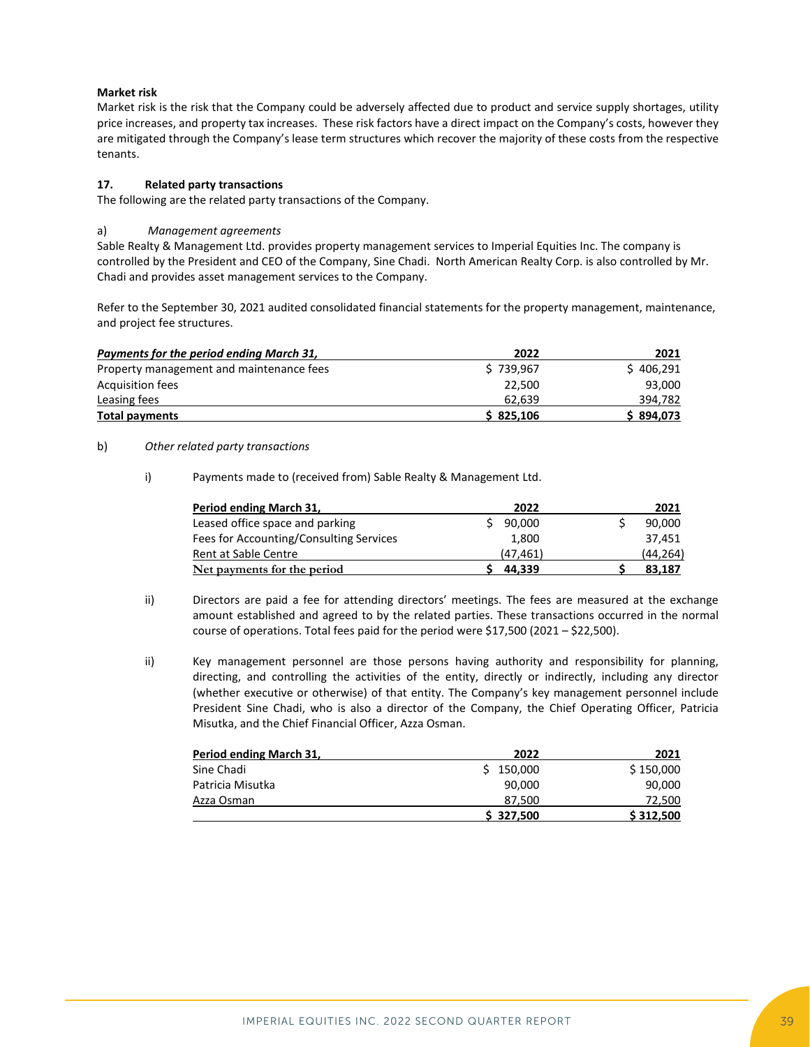**Market risk**

Market risk is the risk that the Company could be adversely affected due to product and service supply shortages, utility price increases, and property tax increases. These risk factors have a direct impact on the Company's costs, however they are mitigated through the Company's lease term structures which recover the majority of these costs from the respective tenants.

**17. Related party transactions**

The following are the related party transactions of the Company.

a) *Management agreements*

Sable Realty & Management Ltd. provides property management services to Imperial Equities Inc. The company is controlled by the President and CEO of the Company, Sine Chadi. North American Realty Corp. is also controlled by Mr. Chadi and provides asset management services to the Company.

Refer to the September 30, 2021 audited consolidated financial statements for the property management, maintenance, and project fee structures.

| ***Payments for the period ending March 31,*** | **2022** | **2021** |
|---|---|---|
| Property management and maintenance fees | $ 739,967 | $ 406,291 |
| Acquisition fees | 22,500 | 93,000 |
| Leasing fees | 62,639 | 394,782 |
| **Total payments** | **$ 825,106** | **$ 894,073** |

b) *Other related party transactions*

i) Payments made to (received from) Sable Realty & Management Ltd.

| **Period ending March 31,** | **2022** | **2021** |
|---|---|---|
| Leased office space and parking | $ 90,000 | $ 90,000 |
| Fees for Accounting/Consulting Services | 1,800 | 37,451 |
| Rent at Sable Centre | (47,461) | (44,264) |
| **Net payments for the period** | **$ 44,339** | **$ 83,187** |

ii) Directors are paid a fee for attending directors' meetings. The fees are measured at the exchange amount established and agreed to by the related parties. These transactions occurred in the normal course of operations. Total fees paid for the period were $17,500 (2021 – $22,500).

ii) Key management personnel are those persons having authority and responsibility for planning, directing, and controlling the activities of the entity, directly or indirectly, including any director (whether executive or otherwise) of that entity. The Company's key management personnel include President Sine Chadi, who is also a director of the Company, the Chief Operating Officer, Patricia Misutka, and the Chief Financial Officer, Azza Osman.

| **Period ending March 31,** | **2022** | **2021** |
|---|---|---|
| Sine Chadi | $ 150,000 | $ 150,000 |
| Patricia Misutka | 90,000 | 90,000 |
| Azza Osman | 87,500 | 72,500 |
| | **$ 327,500** | **$ 312,500** |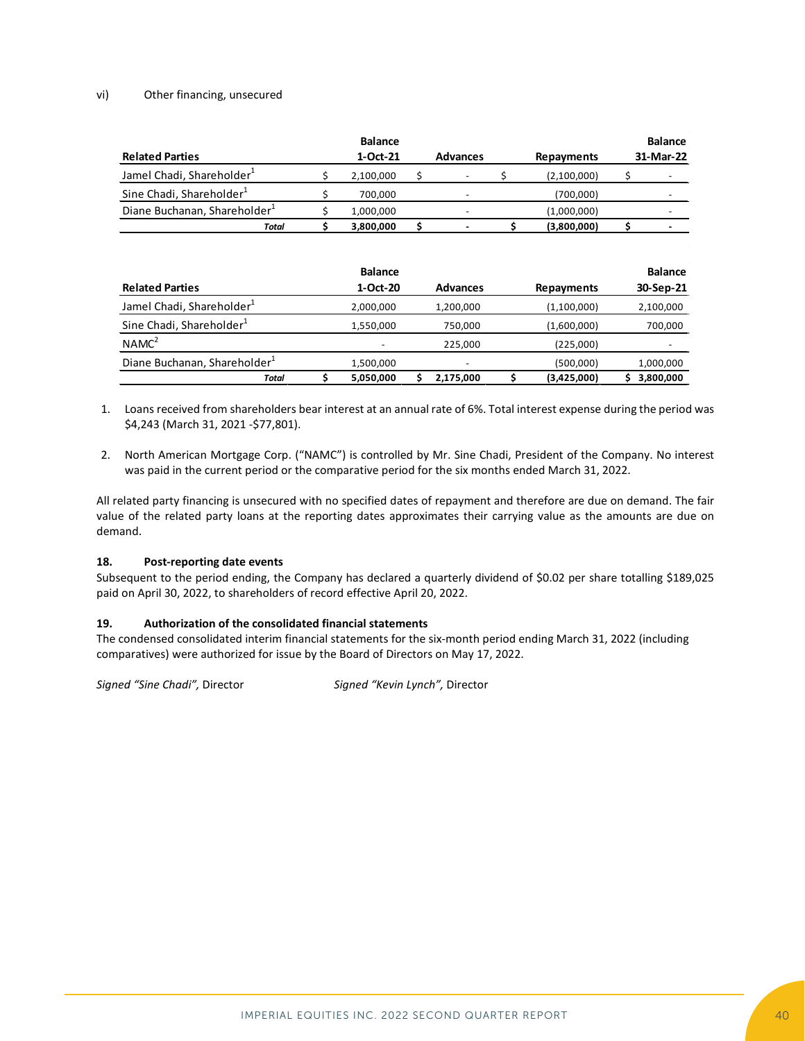vi) Other financing, unsecured

| Related Parties | Balance 1-Oct-21 | Advances | Repayments | Balance 31-Mar-22 |
|---|---|---|---|---|
| Jamel Chadi, Shareholder[1] | $ 2,100,000 | $ - | $ (2,100,000) | $ - |
| Sine Chadi, Shareholder[1] | $ 700,000 | - | (700,000) | - |
| Diane Buchanan, Shareholder[1] | $ 1,000,000 | - | (1,000,000) | - |
| ***Total*** | **$ 3,800,000** | **$ -** | **$ (3,800,000)** | **$ -** |

| Related Parties | Balance 1-Oct-20 | Advances | Repayments | Balance 30-Sep-21 |
|---|---|---|---|---|
| Jamel Chadi, Shareholder[1] | 2,000,000 | 1,200,000 | (1,100,000) | 2,100,000 |
| Sine Chadi, Shareholder[1] | 1,550,000 | 750,000 | (1,600,000) | 700,000 |
| NAMC[2] | - | 225,000 | (225,000) | - |
| Diane Buchanan, Shareholder[1] | 1,500,000 | - | (500,000) | 1,000,000 |
| ***Total*** | **$ 5,050,000** | **$ 2,175,000** | **$ (3,425,000)** | **$ 3,800,000** |

1. Loans received from shareholders bear interest at an annual rate of 6%. Total interest expense during the period was $4,243 (March 31, 2021 -$77,801).

2. North American Mortgage Corp. ("NAMC") is controlled by Mr. Sine Chadi, President of the Company. No interest was paid in the current period or the comparative period for the six months ended March 31, 2022.

All related party financing is unsecured with no specified dates of repayment and therefore are due on demand. The fair value of the related party loans at the reporting dates approximates their carrying value as the amounts are due on demand.

## 18. Post-reporting date events

Subsequent to the period ending, the Company has declared a quarterly dividend of $0.02 per share totalling $189,025 paid on April 30, 2022, to shareholders of record effective April 20, 2022.

## 19. Authorization of the consolidated financial statements

The condensed consolidated interim financial statements for the six-month period ending March 31, 2022 (including comparatives) were authorized for issue by the Board of Directors on May 17, 2022.

*Signed "Sine Chadi",* Director *Signed "Kevin Lynch",* Director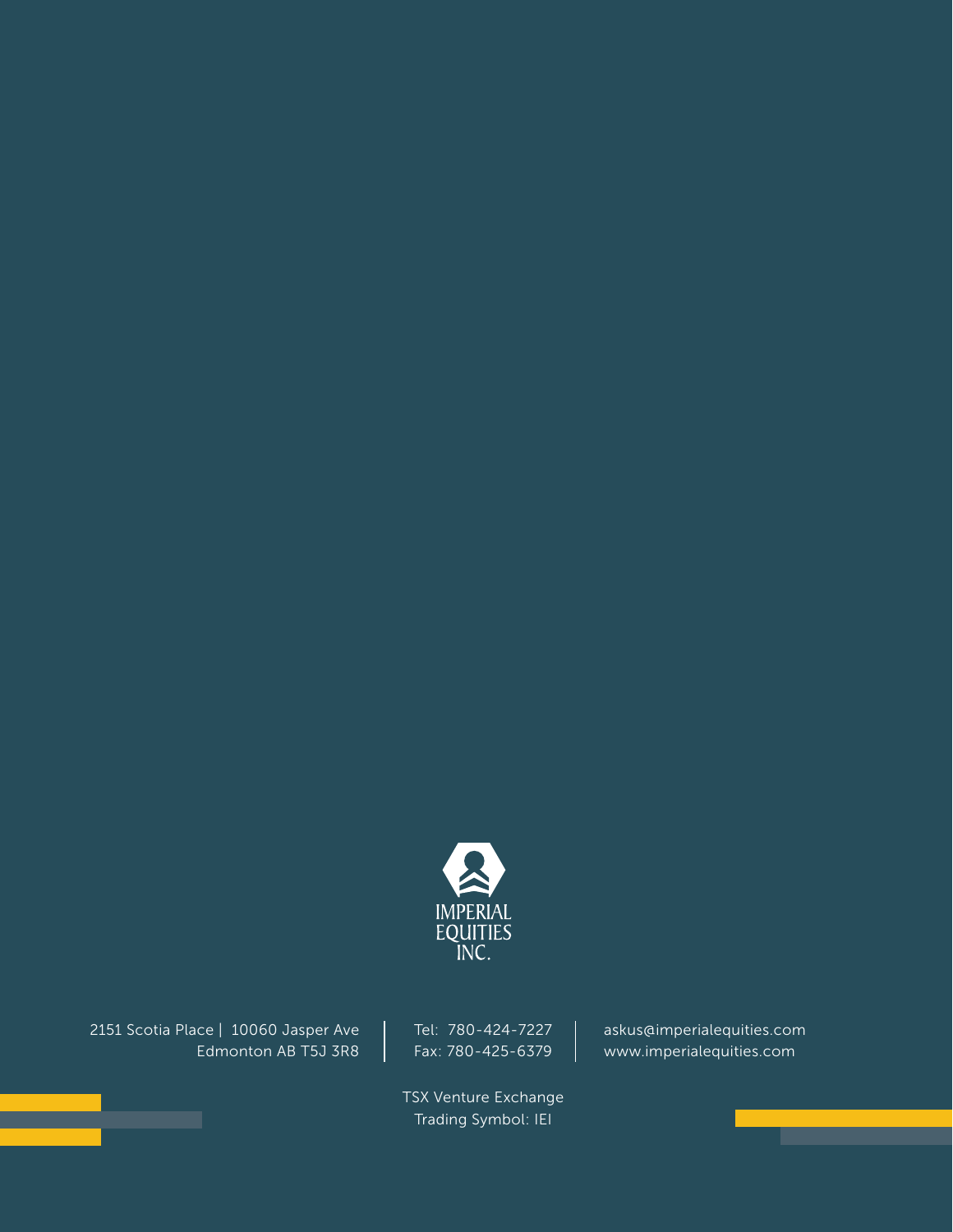IMPERIAL EQUITIES INC.

2151 Scotia Place | 10060 Jasper Ave
Edmonton AB T5J 3R8

Tel: 780-424-7227
Fax: 780-425-6379

askus@imperialequities.com
www.imperialequities.com

TSX Venture Exchange
Trading Symbol: IEI